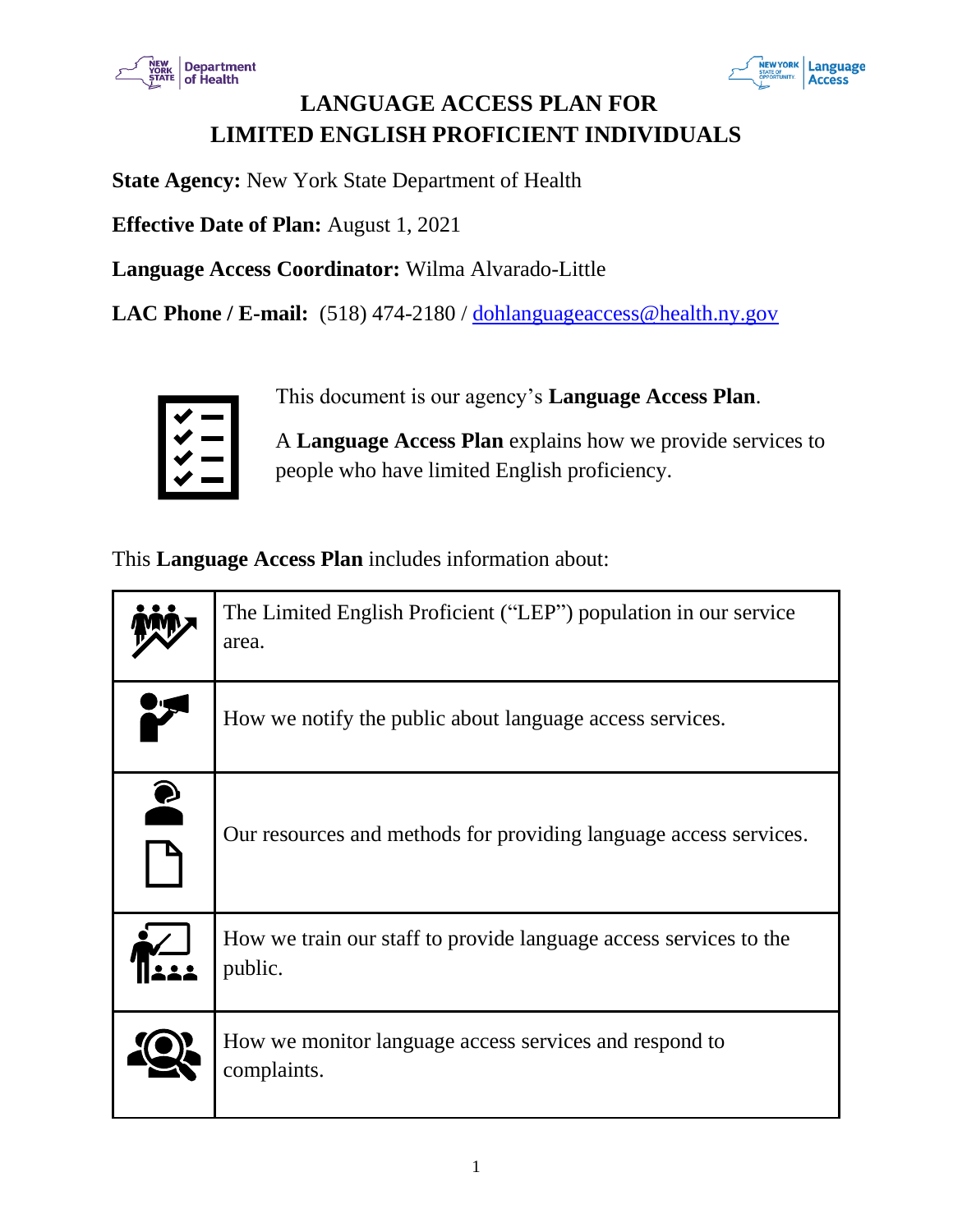# LANGUAGE ACCESS PLAN FOR LIMITED ENGLISH PROFICIENT INDIVIDUALS

**State Agency:** New York State Department of Health

**Effective Date of Plan:** August 1, 2021

**Language Access Coordinator:** Wilma Alvarado-Little

**LAC Phone / E-mail:** (518) 474-2180 / dohlanguageaccess@health.ny.gov

This document is our agency's **Language Access Plan**.

A **Language Access Plan** explains how we provide services to people who have limited English proficiency.

This **Language Access Plan** includes information about:

| | |
|---|---|
| | The Limited English Proficient ("LEP") population in our service area. |
| | How we notify the public about language access services. |
| | Our resources and methods for providing language access services. |
| | How we train our staff to provide language access services to the public. |
| | How we monitor language access services and respond to complaints. |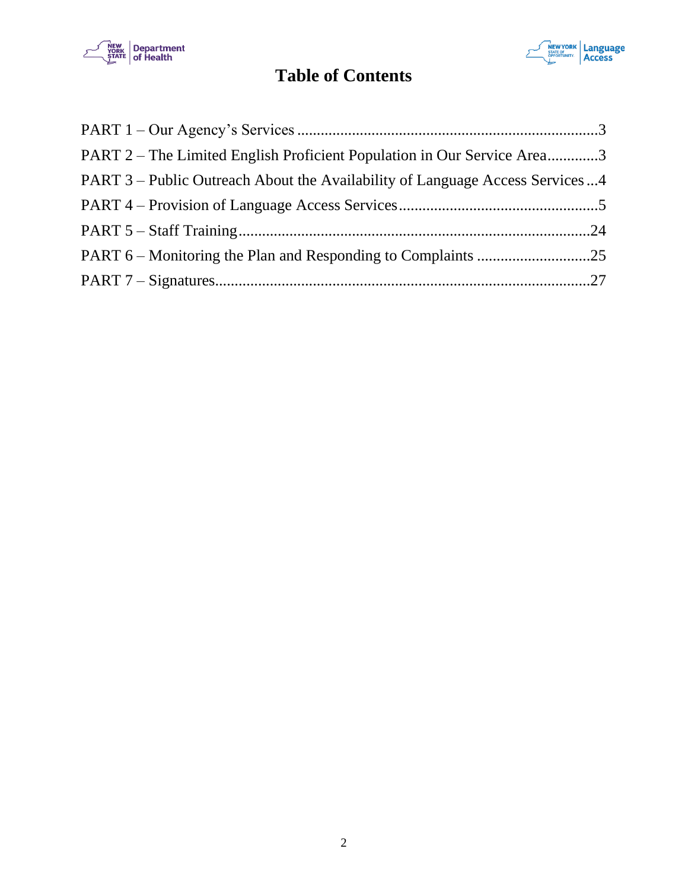# Table of Contents

PART 1 – Our Agency's Services ....................................................................................3
PART 2 – The Limited English Proficient Population in Our Service Area.............3
PART 3 – Public Outreach About the Availability of Language Access Services ...4
PART 4 – Provision of Language Access Services..................................................5
PART 5 – Staff Training........................................................................................24
PART 6 – Monitoring the Plan and Responding to Complaints ............................25
PART 7 – Signatures..............................................................................................27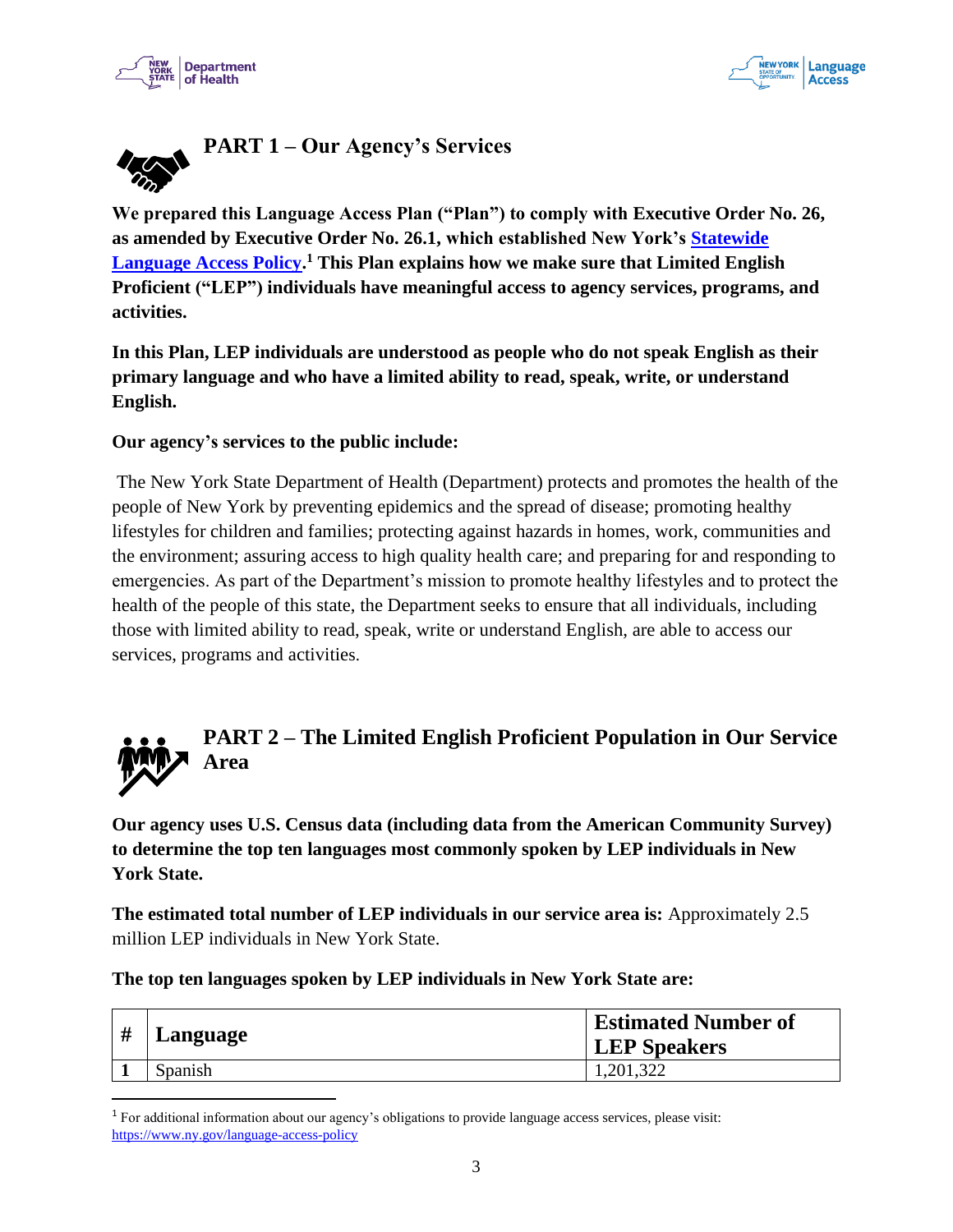## PART 1 – Our Agency's Services

**We prepared this Language Access Plan ("Plan") to comply with Executive Order No. 26, as amended by Executive Order No. 26.1, which established New York's [Statewide Language Access Policy](https://www.ny.gov/language-access-policy).[1] This Plan explains how we make sure that Limited English Proficient ("LEP") individuals have meaningful access to agency services, programs, and activities.**

**In this Plan, LEP individuals are understood as people who do not speak English as their primary language and who have a limited ability to read, speak, write, or understand English.**

**Our agency's services to the public include:**

The New York State Department of Health (Department) protects and promotes the health of the people of New York by preventing epidemics and the spread of disease; promoting healthy lifestyles for children and families; protecting against hazards in homes, work, communities and the environment; assuring access to high quality health care; and preparing for and responding to emergencies. As part of the Department's mission to promote healthy lifestyles and to protect the health of the people of this state, the Department seeks to ensure that all individuals, including those with limited ability to read, speak, write or understand English, are able to access our services, programs and activities.

## PART 2 – The Limited English Proficient Population in Our Service Area

**Our agency uses U.S. Census data (including data from the American Community Survey) to determine the top ten languages most commonly spoken by LEP individuals in New York State.**

**The estimated total number of LEP individuals in our service area is:** Approximately 2.5 million LEP individuals in New York State.

**The top ten languages spoken by LEP individuals in New York State are:**

| # | Language | Estimated Number of LEP Speakers |
|---|---|---|
| **1** | Spanish | 1,201,322 |

[1] For additional information about our agency's obligations to provide language access services, please visit: https://www.ny.gov/language-access-policy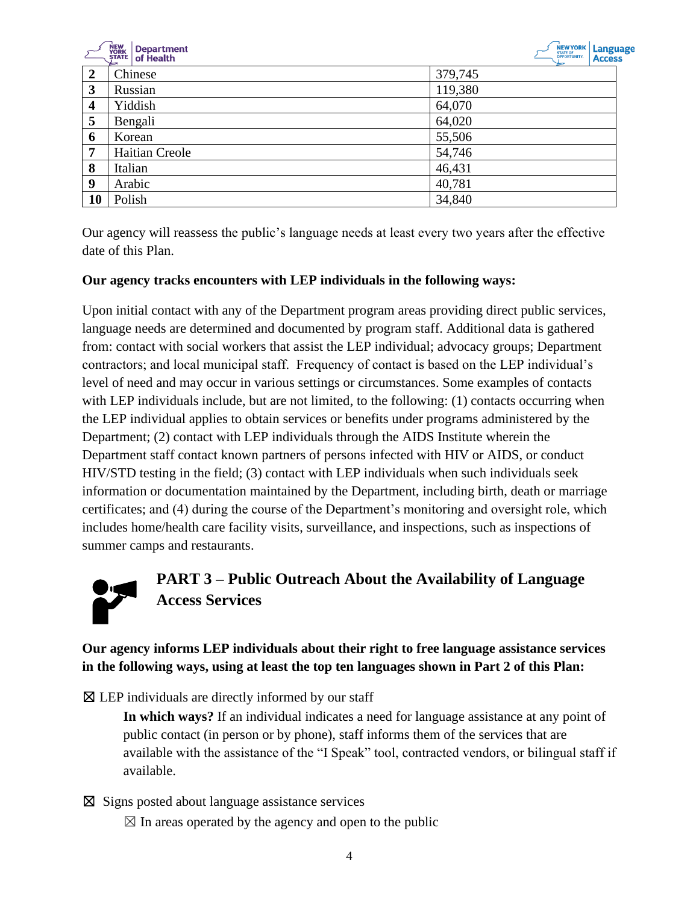| | | |
|---|---|---|
| **2** | Chinese | 379,745 |
| **3** | Russian | 119,380 |
| **4** | Yiddish | 64,070 |
| **5** | Bengali | 64,020 |
| **6** | Korean | 55,506 |
| **7** | Haitian Creole | 54,746 |
| **8** | Italian | 46,431 |
| **9** | Arabic | 40,781 |
| **10** | Polish | 34,840 |

Our agency will reassess the public's language needs at least every two years after the effective date of this Plan.

**Our agency tracks encounters with LEP individuals in the following ways:**

Upon initial contact with any of the Department program areas providing direct public services, language needs are determined and documented by program staff. Additional data is gathered from: contact with social workers that assist the LEP individual; advocacy groups; Department contractors; and local municipal staff. Frequency of contact is based on the LEP individual's level of need and may occur in various settings or circumstances. Some examples of contacts with LEP individuals include, but are not limited, to the following: (1) contacts occurring when the LEP individual applies to obtain services or benefits under programs administered by the Department; (2) contact with LEP individuals through the AIDS Institute wherein the Department staff contact known partners of persons infected with HIV or AIDS, or conduct HIV/STD testing in the field; (3) contact with LEP individuals when such individuals seek information or documentation maintained by the Department, including birth, death or marriage certificates; and (4) during the course of the Department's monitoring and oversight role, which includes home/health care facility visits, surveillance, and inspections, such as inspections of summer camps and restaurants.

## PART 3 – Public Outreach About the Availability of Language Access Services

**Our agency informs LEP individuals about their right to free language assistance services in the following ways, using at least the top ten languages shown in Part 2 of this Plan:**

☒ LEP individuals are directly informed by our staff

> **In which ways?** If an individual indicates a need for language assistance at any point of public contact (in person or by phone), staff informs them of the services that are available with the assistance of the "I Speak" tool, contracted vendors, or bilingual staff if available.

☒ Signs posted about language assistance services

> ☒ In areas operated by the agency and open to the public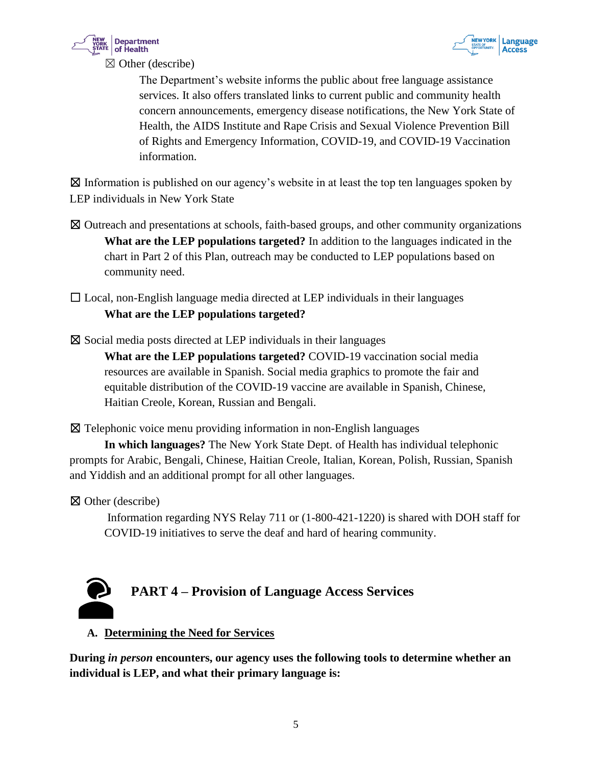☒ Other (describe)

The Department's website informs the public about free language assistance services. It also offers translated links to current public and community health concern announcements, emergency disease notifications, the New York State of Health, the AIDS Institute and Rape Crisis and Sexual Violence Prevention Bill of Rights and Emergency Information, COVID-19, and COVID-19 Vaccination information.

☒ Information is published on our agency's website in at least the top ten languages spoken by LEP individuals in New York State

☒ Outreach and presentations at schools, faith-based groups, and other community organizations

**What are the LEP populations targeted?** In addition to the languages indicated in the chart in Part 2 of this Plan, outreach may be conducted to LEP populations based on community need.

☐ Local, non-English language media directed at LEP individuals in their languages

**What are the LEP populations targeted?**

☒ Social media posts directed at LEP individuals in their languages

**What are the LEP populations targeted?** COVID-19 vaccination social media resources are available in Spanish. Social media graphics to promote the fair and equitable distribution of the COVID-19 vaccine are available in Spanish, Chinese, Haitian Creole, Korean, Russian and Bengali.

☒ Telephonic voice menu providing information in non-English languages

**In which languages?** The New York State Dept. of Health has individual telephonic prompts for Arabic, Bengali, Chinese, Haitian Creole, Italian, Korean, Polish, Russian, Spanish and Yiddish and an additional prompt for all other languages.

☒ Other (describe)

Information regarding NYS Relay 711 or (1-800-421-1220) is shared with DOH staff for COVID-19 initiatives to serve the deaf and hard of hearing community.

## PART 4 – Provision of Language Access Services

### A. Determining the Need for Services

**During *in person* encounters, our agency uses the following tools to determine whether an individual is LEP, and what their primary language is:**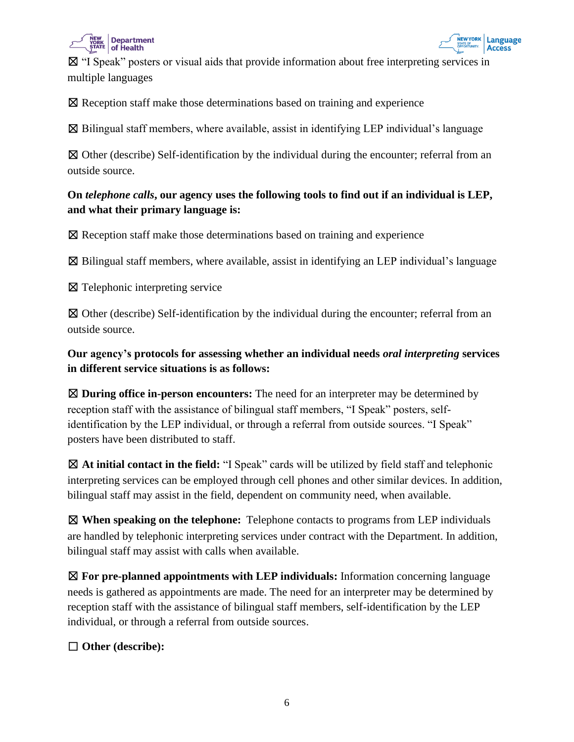☒ "I Speak" posters or visual aids that provide information about free interpreting services in multiple languages

☒ Reception staff make those determinations based on training and experience

☒ Bilingual staff members, where available, assist in identifying LEP individual's language

☒ Other (describe) Self-identification by the individual during the encounter; referral from an outside source.

**On *telephone calls*, our agency uses the following tools to find out if an individual is LEP, and what their primary language is:**

☒ Reception staff make those determinations based on training and experience

☒ Bilingual staff members, where available, assist in identifying an LEP individual's language

☒ Telephonic interpreting service

☒ Other (describe) Self-identification by the individual during the encounter; referral from an outside source.

**Our agency's protocols for assessing whether an individual needs *oral interpreting* services in different service situations is as follows:**

☒ **During office in-person encounters:** The need for an interpreter may be determined by reception staff with the assistance of bilingual staff members, "I Speak" posters, self-identification by the LEP individual, or through a referral from outside sources. "I Speak" posters have been distributed to staff.

☒ **At initial contact in the field:** "I Speak" cards will be utilized by field staff and telephonic interpreting services can be employed through cell phones and other similar devices. In addition, bilingual staff may assist in the field, dependent on community need, when available.

☒ **When speaking on the telephone:** Telephone contacts to programs from LEP individuals are handled by telephonic interpreting services under contract with the Department. In addition, bilingual staff may assist with calls when available.

☒ **For pre-planned appointments with LEP individuals:** Information concerning language needs is gathered as appointments are made. The need for an interpreter may be determined by reception staff with the assistance of bilingual staff members, self-identification by the LEP individual, or through a referral from outside sources.

☐ **Other (describe):**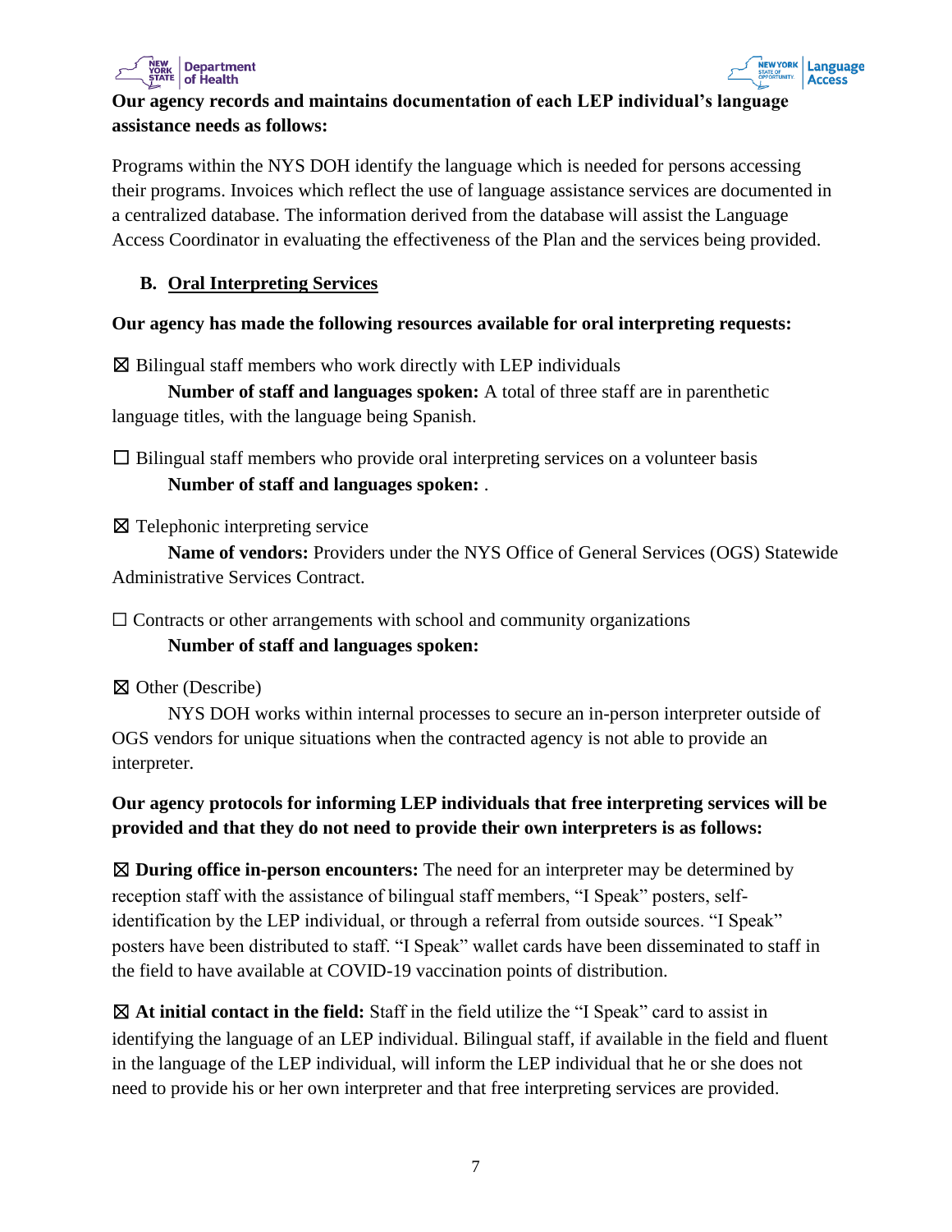**Our agency records and maintains documentation of each LEP individual's language assistance needs as follows:**

Programs within the NYS DOH identify the language which is needed for persons accessing their programs. Invoices which reflect the use of language assistance services are documented in a centralized database. The information derived from the database will assist the Language Access Coordinator in evaluating the effectiveness of the Plan and the services being provided.

## B. Oral Interpreting Services

**Our agency has made the following resources available for oral interpreting requests:**

☒ Bilingual staff members who work directly with LEP individuals

**Number of staff and languages spoken:** A total of three staff are in parenthetic language titles, with the language being Spanish.

☐ Bilingual staff members who provide oral interpreting services on a volunteer basis

**Number of staff and languages spoken:** .

☒ Telephonic interpreting service

**Name of vendors:** Providers under the NYS Office of General Services (OGS) Statewide Administrative Services Contract.

☐ Contracts or other arrangements with school and community organizations

**Number of staff and languages spoken:**

☒ Other (Describe)

NYS DOH works within internal processes to secure an in-person interpreter outside of OGS vendors for unique situations when the contracted agency is not able to provide an interpreter.

**Our agency protocols for informing LEP individuals that free interpreting services will be provided and that they do not need to provide their own interpreters is as follows:**

☒ **During office in-person encounters:** The need for an interpreter may be determined by reception staff with the assistance of bilingual staff members, "I Speak" posters, self-identification by the LEP individual, or through a referral from outside sources. "I Speak" posters have been distributed to staff. "I Speak" wallet cards have been disseminated to staff in the field to have available at COVID-19 vaccination points of distribution.

☒ **At initial contact in the field:** Staff in the field utilize the "I Speak" card to assist in identifying the language of an LEP individual. Bilingual staff, if available in the field and fluent in the language of the LEP individual, will inform the LEP individual that he or she does not need to provide his or her own interpreter and that free interpreting services are provided.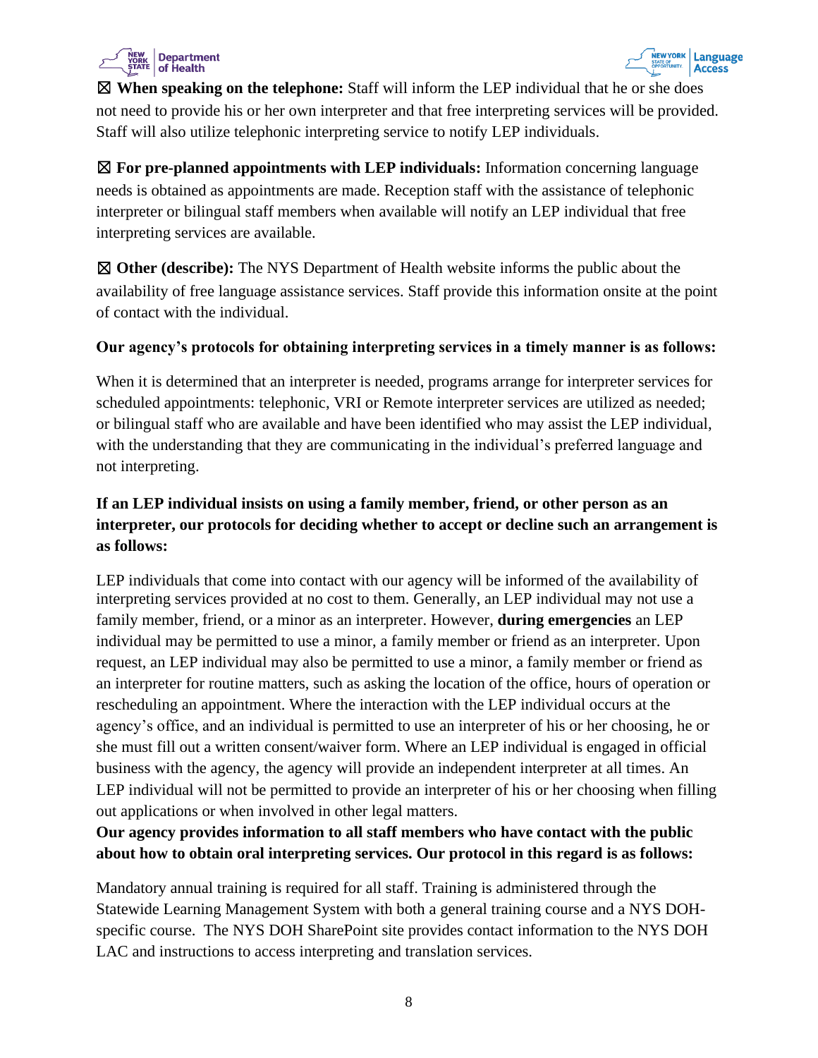☒ **When speaking on the telephone:** Staff will inform the LEP individual that he or she does not need to provide his or her own interpreter and that free interpreting services will be provided. Staff will also utilize telephonic interpreting service to notify LEP individuals.

☒ **For pre-planned appointments with LEP individuals:** Information concerning language needs is obtained as appointments are made. Reception staff with the assistance of telephonic interpreter or bilingual staff members when available will notify an LEP individual that free interpreting services are available.

☒ **Other (describe):** The NYS Department of Health website informs the public about the availability of free language assistance services. Staff provide this information onsite at the point of contact with the individual.

**Our agency's protocols for obtaining interpreting services in a timely manner is as follows:**

When it is determined that an interpreter is needed, programs arrange for interpreter services for scheduled appointments: telephonic, VRI or Remote interpreter services are utilized as needed; or bilingual staff who are available and have been identified who may assist the LEP individual, with the understanding that they are communicating in the individual's preferred language and not interpreting.

**If an LEP individual insists on using a family member, friend, or other person as an interpreter, our protocols for deciding whether to accept or decline such an arrangement is as follows:**

LEP individuals that come into contact with our agency will be informed of the availability of interpreting services provided at no cost to them. Generally, an LEP individual may not use a family member, friend, or a minor as an interpreter. However, **during emergencies** an LEP individual may be permitted to use a minor, a family member or friend as an interpreter. Upon request, an LEP individual may also be permitted to use a minor, a family member or friend as an interpreter for routine matters, such as asking the location of the office, hours of operation or rescheduling an appointment. Where the interaction with the LEP individual occurs at the agency's office, and an individual is permitted to use an interpreter of his or her choosing, he or she must fill out a written consent/waiver form. Where an LEP individual is engaged in official business with the agency, the agency will provide an independent interpreter at all times. An LEP individual will not be permitted to provide an interpreter of his or her choosing when filling out applications or when involved in other legal matters.

**Our agency provides information to all staff members who have contact with the public about how to obtain oral interpreting services. Our protocol in this regard is as follows:**

Mandatory annual training is required for all staff. Training is administered through the Statewide Learning Management System with both a general training course and a NYS DOH-specific course. The NYS DOH SharePoint site provides contact information to the NYS DOH LAC and instructions to access interpreting and translation services.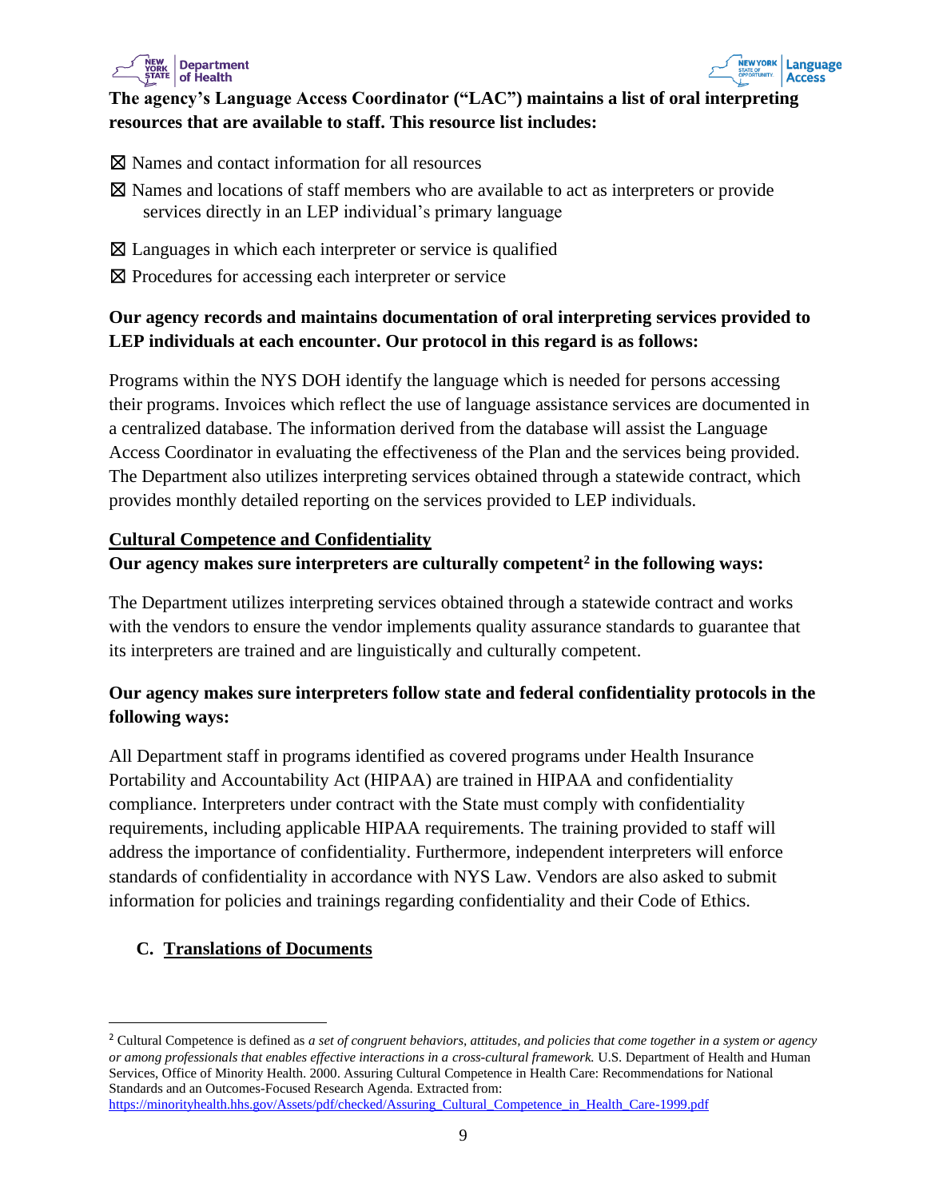**The agency's Language Access Coordinator ("LAC") maintains a list of oral interpreting resources that are available to staff. This resource list includes:**

☒ Names and contact information for all resources

☒ Names and locations of staff members who are available to act as interpreters or provide services directly in an LEP individual's primary language

☒ Languages in which each interpreter or service is qualified

☒ Procedures for accessing each interpreter or service

**Our agency records and maintains documentation of oral interpreting services provided to LEP individuals at each encounter. Our protocol in this regard is as follows:**

Programs within the NYS DOH identify the language which is needed for persons accessing their programs. Invoices which reflect the use of language assistance services are documented in a centralized database. The information derived from the database will assist the Language Access Coordinator in evaluating the effectiveness of the Plan and the services being provided. The Department also utilizes interpreting services obtained through a statewide contract, which provides monthly detailed reporting on the services provided to LEP individuals.

**Cultural Competence and Confidentiality**

**Our agency makes sure interpreters are culturally competent[2] in the following ways:**

The Department utilizes interpreting services obtained through a statewide contract and works with the vendors to ensure the vendor implements quality assurance standards to guarantee that its interpreters are trained and are linguistically and culturally competent.

**Our agency makes sure interpreters follow state and federal confidentiality protocols in the following ways:**

All Department staff in programs identified as covered programs under Health Insurance Portability and Accountability Act (HIPAA) are trained in HIPAA and confidentiality compliance. Interpreters under contract with the State must comply with confidentiality requirements, including applicable HIPAA requirements. The training provided to staff will address the importance of confidentiality. Furthermore, independent interpreters will enforce standards of confidentiality in accordance with NYS Law. Vendors are also asked to submit information for policies and trainings regarding confidentiality and their Code of Ethics.

## C. Translations of Documents

---

[2] Cultural Competence is defined as *a set of congruent behaviors, attitudes, and policies that come together in a system or agency or among professionals that enables effective interactions in a cross-cultural framework.* U.S. Department of Health and Human Services, Office of Minority Health. 2000. Assuring Cultural Competence in Health Care: Recommendations for National Standards and an Outcomes-Focused Research Agenda. Extracted from: https://minorityhealth.hhs.gov/Assets/pdf/checked/Assuring_Cultural_Competence_in_Health_Care-1999.pdf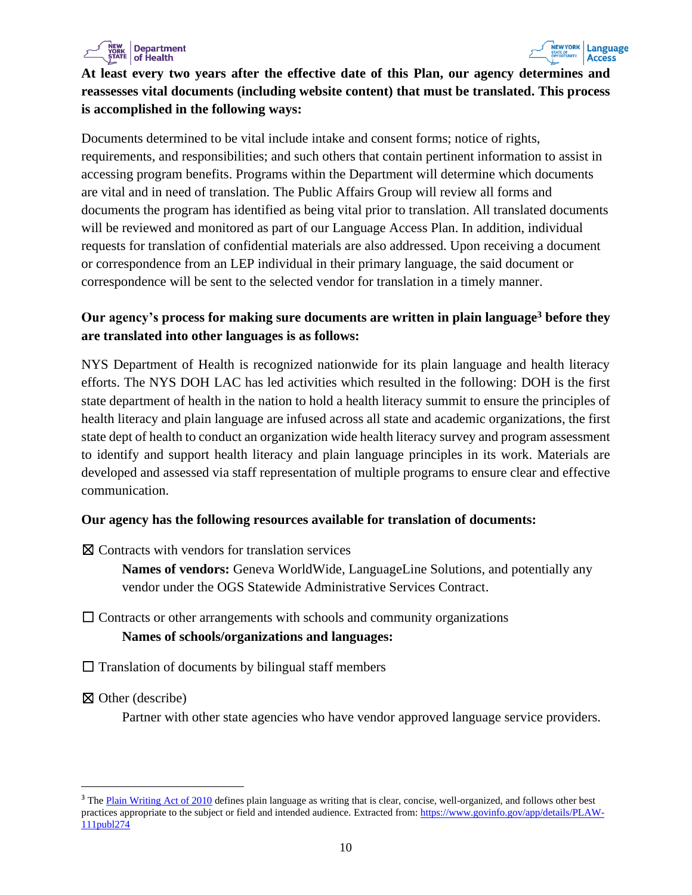**At least every two years after the effective date of this Plan, our agency determines and reassesses vital documents (including website content) that must be translated. This process is accomplished in the following ways:**

Documents determined to be vital include intake and consent forms; notice of rights, requirements, and responsibilities; and such others that contain pertinent information to assist in accessing program benefits. Programs within the Department will determine which documents are vital and in need of translation. The Public Affairs Group will review all forms and documents the program has identified as being vital prior to translation. All translated documents will be reviewed and monitored as part of our Language Access Plan. In addition, individual requests for translation of confidential materials are also addressed. Upon receiving a document or correspondence from an LEP individual in their primary language, the said document or correspondence will be sent to the selected vendor for translation in a timely manner.

**Our agency's process for making sure documents are written in plain language[3] before they are translated into other languages is as follows:**

NYS Department of Health is recognized nationwide for its plain language and health literacy efforts. The NYS DOH LAC has led activities which resulted in the following: DOH is the first state department of health in the nation to hold a health literacy summit to ensure the principles of health literacy and plain language are infused across all state and academic organizations, the first state dept of health to conduct an organization wide health literacy survey and program assessment to identify and support health literacy and plain language principles in its work. Materials are developed and assessed via staff representation of multiple programs to ensure clear and effective communication.

**Our agency has the following resources available for translation of documents:**

☒ Contracts with vendors for translation services

**Names of vendors:** Geneva WorldWide, LanguageLine Solutions, and potentially any vendor under the OGS Statewide Administrative Services Contract.

☐ Contracts or other arrangements with schools and community organizations

**Names of schools/organizations and languages:**

☐ Translation of documents by bilingual staff members

☒ Other (describe)

Partner with other state agencies who have vendor approved language service providers.

---

[3] The Plain Writing Act of 2010 defines plain language as writing that is clear, concise, well-organized, and follows other best practices appropriate to the subject or field and intended audience. Extracted from: https://www.govinfo.gov/app/details/PLAW-111publ274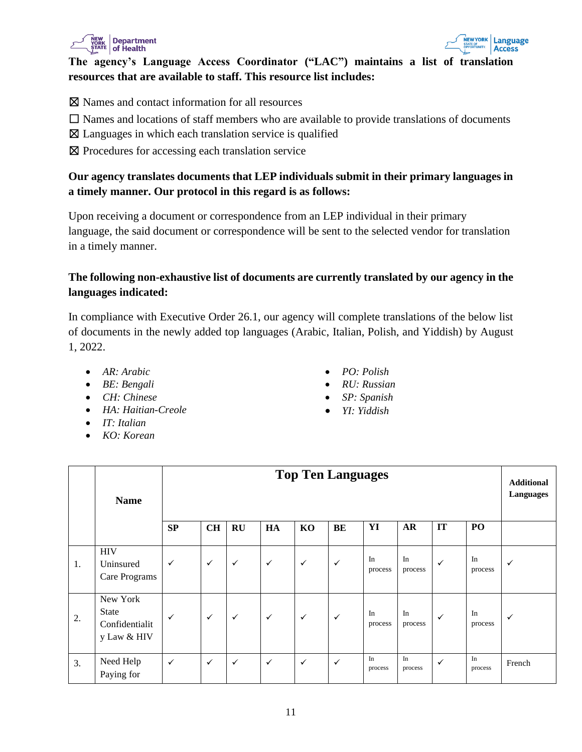**The agency's Language Access Coordinator ("LAC") maintains a list of translation resources that are available to staff. This resource list includes:**

☒ Names and contact information for all resources

☐ Names and locations of staff members who are available to provide translations of documents

☒ Languages in which each translation service is qualified

☒ Procedures for accessing each translation service

**Our agency translates documents that LEP individuals submit in their primary languages in a timely manner. Our protocol in this regard is as follows:**

Upon receiving a document or correspondence from an LEP individual in their primary language, the said document or correspondence will be sent to the selected vendor for translation in a timely manner.

**The following non-exhaustive list of documents are currently translated by our agency in the languages indicated:**

In compliance with Executive Order 26.1, our agency will complete translations of the below list of documents in the newly added top languages (Arabic, Italian, Polish, and Yiddish) by August 1, 2022.

- *AR: Arabic*
- *BE: Bengali*
- *CH: Chinese*
- *HA: Haitian-Creole*
- *IT: Italian*
- *KO: Korean*
- *PO: Polish*
- *RU: Russian*
- *SP: Spanish*
- *YI: Yiddish*

| | **Name** | **Top Ten Languages** | | | | | | | | | | **Additional Languages** |
|---|---|---|---|---|---|---|---|---|---|---|---|---|
| | | **SP** | **CH** | **RU** | **HA** | **KO** | **BE** | **YI** | **AR** | **IT** | **PO** | |
| 1. | HIV Uninsured Care Programs | ✓ | ✓ | ✓ | ✓ | ✓ | ✓ | In process | In process | ✓ | In process | ✓ |
| 2. | New York State Confidentiality Law & HIV | ✓ | ✓ | ✓ | ✓ | ✓ | ✓ | In process | In process | ✓ | In process | ✓ |
| 3. | Need Help Paying for | ✓ | ✓ | ✓ | ✓ | ✓ | ✓ | In process | In process | ✓ | In process | French |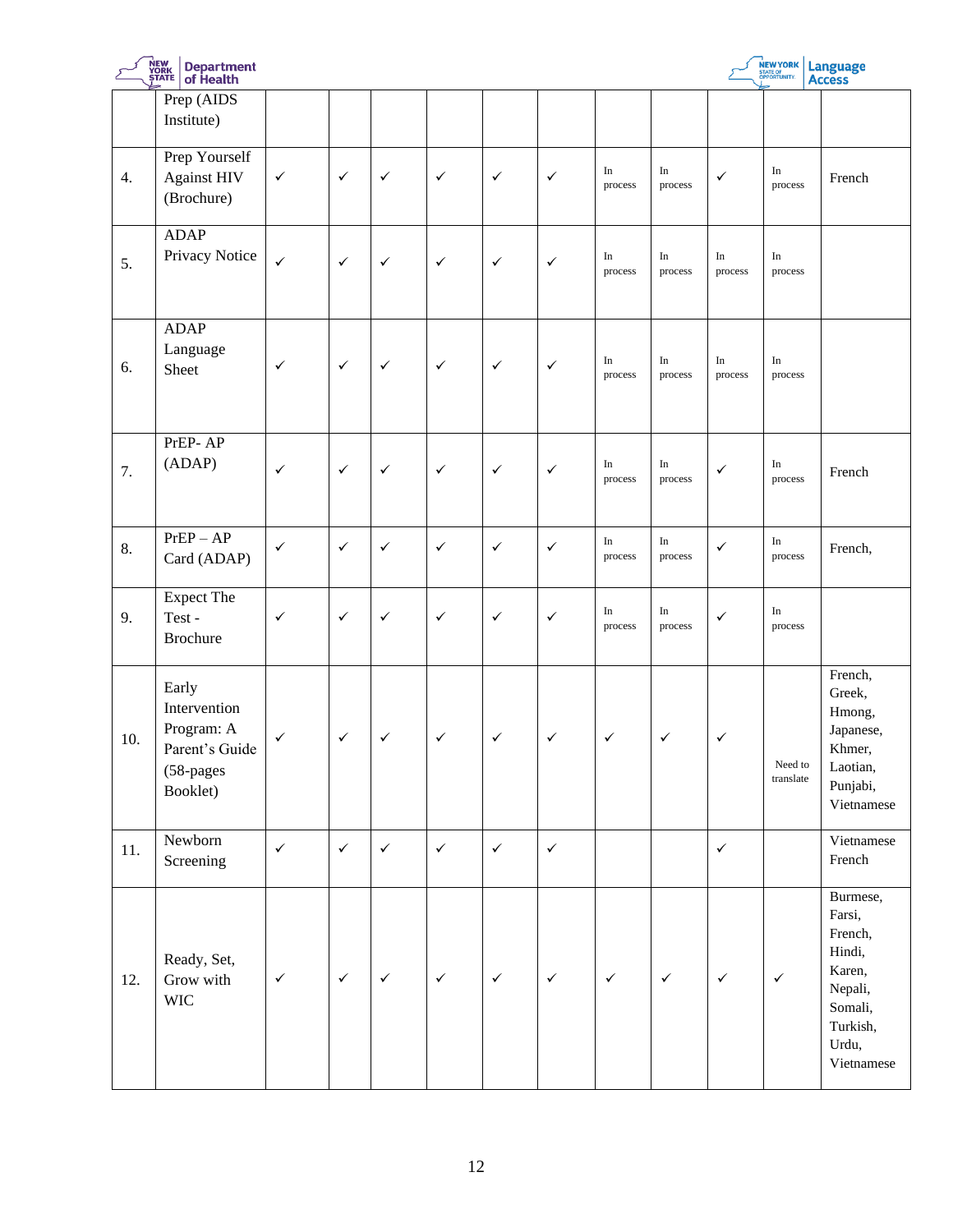| | Prep (AIDS Institute) | | | | | | | | | | | |
|---|---|---|---|---|---|---|---|---|---|---|---|---|
| 4. | Prep Yourself Against HIV (Brochure) | ✓ | ✓ | ✓ | ✓ | ✓ | ✓ | In process | In process | ✓ | In process | French |
| 5. | ADAP Privacy Notice | ✓ | ✓ | ✓ | ✓ | ✓ | ✓ | In process | In process | In process | In process | |
| 6. | ADAP Language Sheet | ✓ | ✓ | ✓ | ✓ | ✓ | ✓ | In process | In process | In process | In process | |
| 7. | PrEP- AP (ADAP) | ✓ | ✓ | ✓ | ✓ | ✓ | ✓ | In process | In process | ✓ | In process | French |
| 8. | PrEP – AP Card (ADAP) | ✓ | ✓ | ✓ | ✓ | ✓ | ✓ | In process | In process | ✓ | In process | French, |
| 9. | Expect The Test - Brochure | ✓ | ✓ | ✓ | ✓ | ✓ | ✓ | In process | In process | ✓ | In process | |
| 10. | Early Intervention Program: A Parent's Guide (58-pages Booklet) | ✓ | ✓ | ✓ | ✓ | ✓ | ✓ | ✓ | ✓ | ✓ | Need to translate | French, Greek, Hmong, Japanese, Khmer, Laotian, Punjabi, Vietnamese |
| 11. | Newborn Screening | ✓ | ✓ | ✓ | ✓ | ✓ | ✓ | | | ✓ | | Vietnamese French |
| 12. | Ready, Set, Grow with WIC | ✓ | ✓ | ✓ | ✓ | ✓ | ✓ | ✓ | ✓ | ✓ | ✓ | Burmese, Farsi, French, Hindi, Karen, Nepali, Somali, Turkish, Urdu, Vietnamese |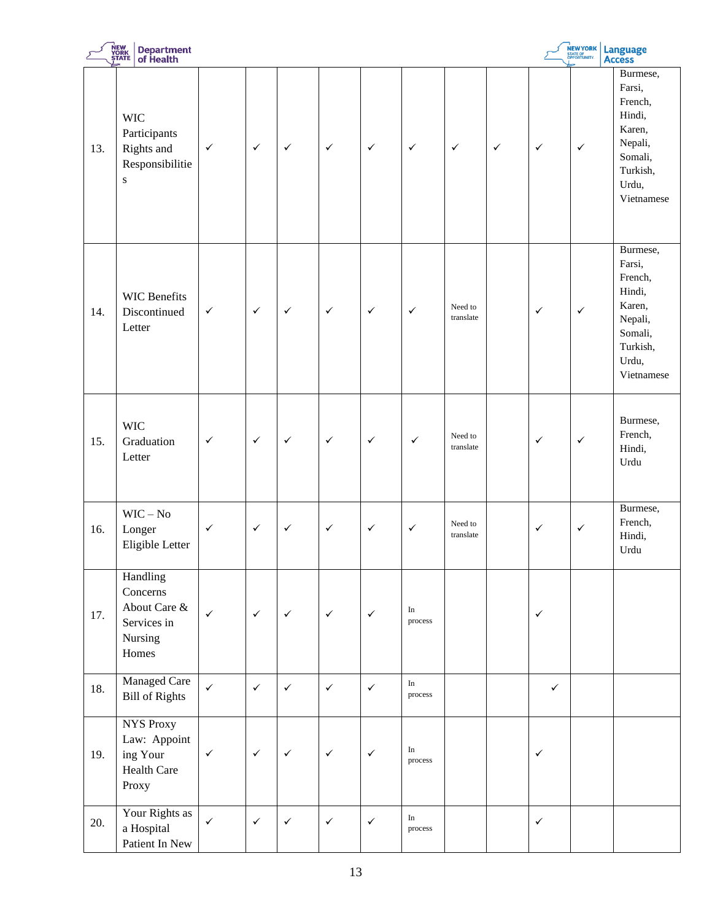| | | | | | | | | | | | | |
|---|---|---|---|---|---|---|---|---|---|---|---|---|
| 13. | WIC Participants Rights and Responsibilities | ✓ | ✓ | ✓ | ✓ | ✓ | ✓ | ✓ | ✓ | ✓ | ✓ | Burmese, Farsi, French, Hindi, Karen, Nepali, Somali, Turkish, Urdu, Vietnamese |
| 14. | WIC Benefits Discontinued Letter | ✓ | ✓ | ✓ | ✓ | ✓ | ✓ | Need to translate | | ✓ | ✓ | Burmese, Farsi, French, Hindi, Karen, Nepali, Somali, Turkish, Urdu, Vietnamese |
| 15. | WIC Graduation Letter | ✓ | ✓ | ✓ | ✓ | ✓ | ✓ | Need to translate | | ✓ | ✓ | Burmese, French, Hindi, Urdu |
| 16. | WIC – No Longer Eligible Letter | ✓ | ✓ | ✓ | ✓ | ✓ | ✓ | Need to translate | | ✓ | ✓ | Burmese, French, Hindi, Urdu |
| 17. | Handling Concerns About Care & Services in Nursing Homes | ✓ | ✓ | ✓ | ✓ | ✓ | In process | | | ✓ | | |
| 18. | Managed Care Bill of Rights | ✓ | ✓ | ✓ | ✓ | ✓ | In process | | | ✓ | | |
| 19. | NYS Proxy Law: Appointing Your Health Care Proxy | ✓ | ✓ | ✓ | ✓ | ✓ | In process | | | ✓ | | |
| 20. | Your Rights as a Hospital Patient In New | ✓ | ✓ | ✓ | ✓ | ✓ | In process | | | ✓ | | |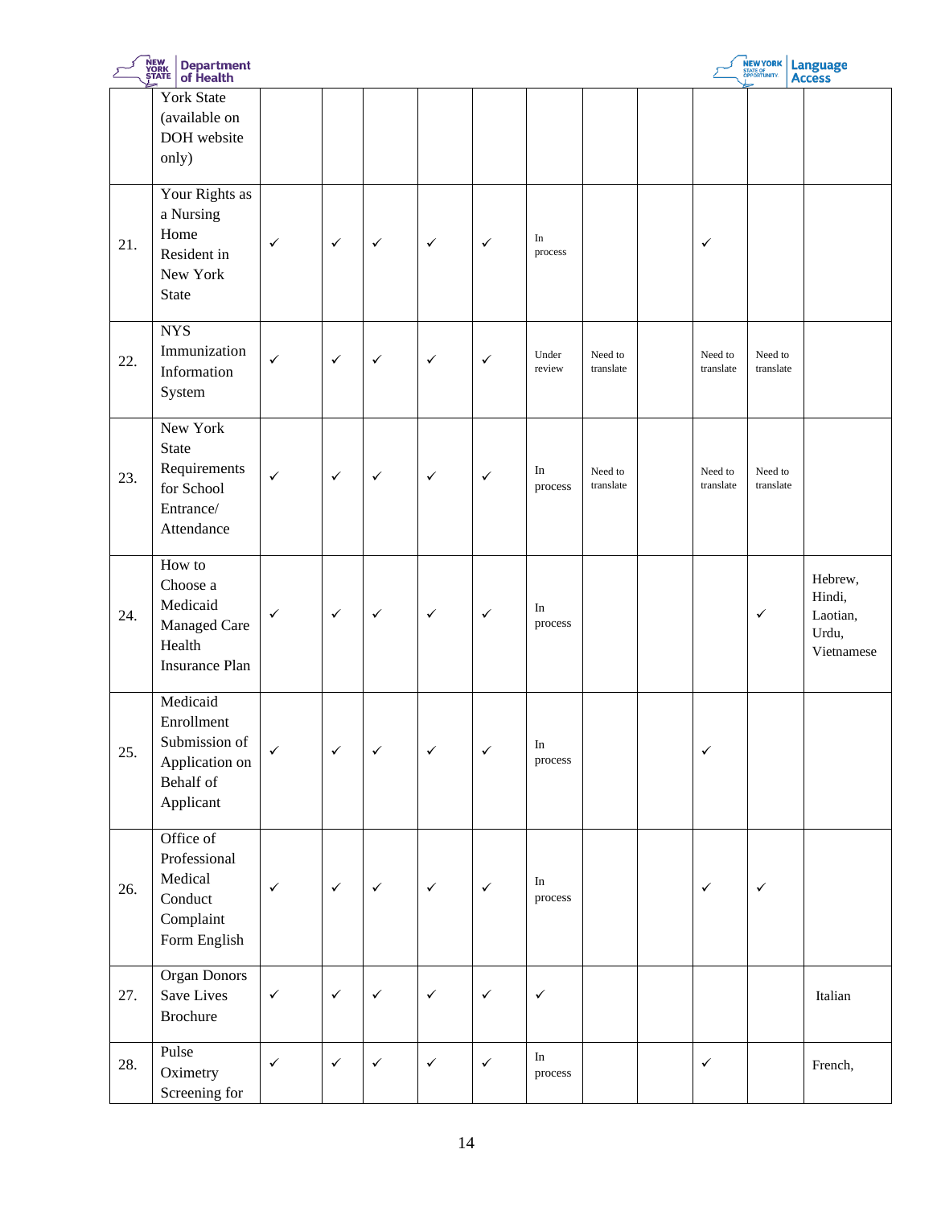| | York State (available on DOH website only) | | | | | | | | | | | |
|---|---|---|---|---|---|---|---|---|---|---|---|---|
| 21. | Your Rights as a Nursing Home Resident in New York State | ✓ | ✓ | ✓ | ✓ | ✓ | In process | | | ✓ | | |
| 22. | NYS Immunization Information System | ✓ | ✓ | ✓ | ✓ | ✓ | Under review | Need to translate | | Need to translate | Need to translate | |
| 23. | New York State Requirements for School Entrance/ Attendance | ✓ | ✓ | ✓ | ✓ | ✓ | In process | Need to translate | | Need to translate | Need to translate | |
| 24. | How to Choose a Medicaid Managed Care Health Insurance Plan | ✓ | ✓ | ✓ | ✓ | ✓ | In process | | | | ✓ | Hebrew, Hindi, Laotian, Urdu, Vietnamese |
| 25. | Medicaid Enrollment Submission of Application on Behalf of Applicant | ✓ | ✓ | ✓ | ✓ | ✓ | In process | | | ✓ | | |
| 26. | Office of Professional Medical Conduct Complaint Form English | ✓ | ✓ | ✓ | ✓ | ✓ | In process | | | ✓ | ✓ | |
| 27. | Organ Donors Save Lives Brochure | ✓ | ✓ | ✓ | ✓ | ✓ | ✓ | | | | | Italian |
| 28. | Pulse Oximetry Screening for | ✓ | ✓ | ✓ | ✓ | ✓ | In process | | | ✓ | | French, |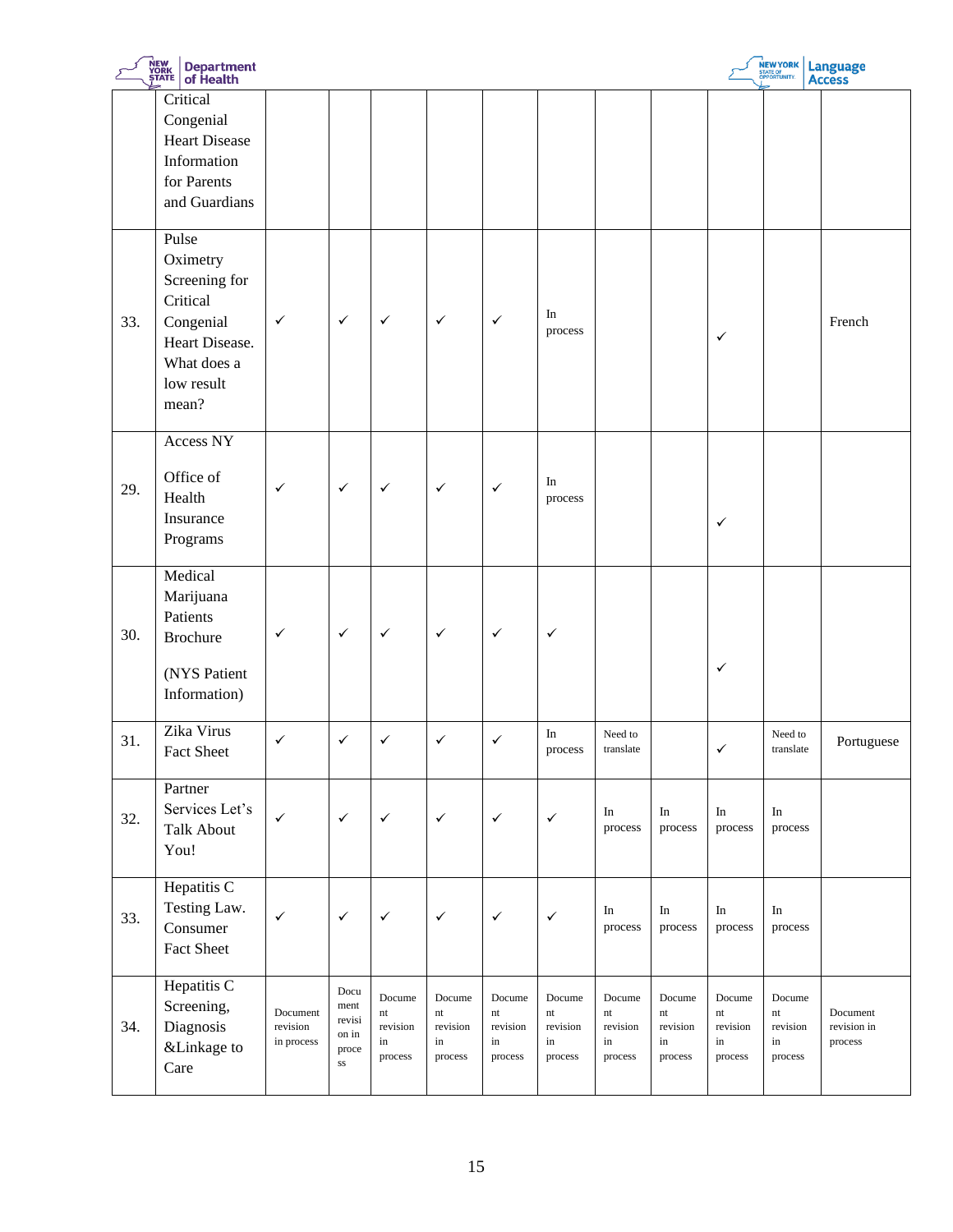| | | | | | | | | | | | | |
|---|---|---|---|---|---|---|---|---|---|---|---|---|
| | Critical Congenial Heart Disease Information for Parents and Guardians | | | | | | | | | | | |
| 33. | Pulse Oximetry Screening for Critical Congenial Heart Disease. What does a low result mean? | ✓ | ✓ | ✓ | ✓ | ✓ | In process | | | ✓ | | French |
| 29. | Access NY<br><br>Office of Health Insurance Programs | ✓ | ✓ | ✓ | ✓ | ✓ | In process | | | ✓ | | |
| 30. | Medical Marijuana Patients Brochure<br><br>(NYS Patient Information) | ✓ | ✓ | ✓ | ✓ | ✓ | ✓ | | | ✓ | | |
| 31. | Zika Virus Fact Sheet | ✓ | ✓ | ✓ | ✓ | ✓ | In process | Need to translate | | ✓ | Need to translate | Portuguese |
| 32. | Partner Services Let's Talk About You! | ✓ | ✓ | ✓ | ✓ | ✓ | ✓ | In process | In process | In process | In process | |
| 33. | Hepatitis C Testing Law. Consumer Fact Sheet | ✓ | ✓ | ✓ | ✓ | ✓ | ✓ | In process | In process | In process | In process | |
| 34. | Hepatitis C Screening, Diagnosis &Linkage to Care | Document revision in process | Document revision in process | Document revision in process | Document revision in process | Document revision in process | Document revision in process | Document revision in process | Document revision in process | Document revision in process | Document revision in process | Document revision in process |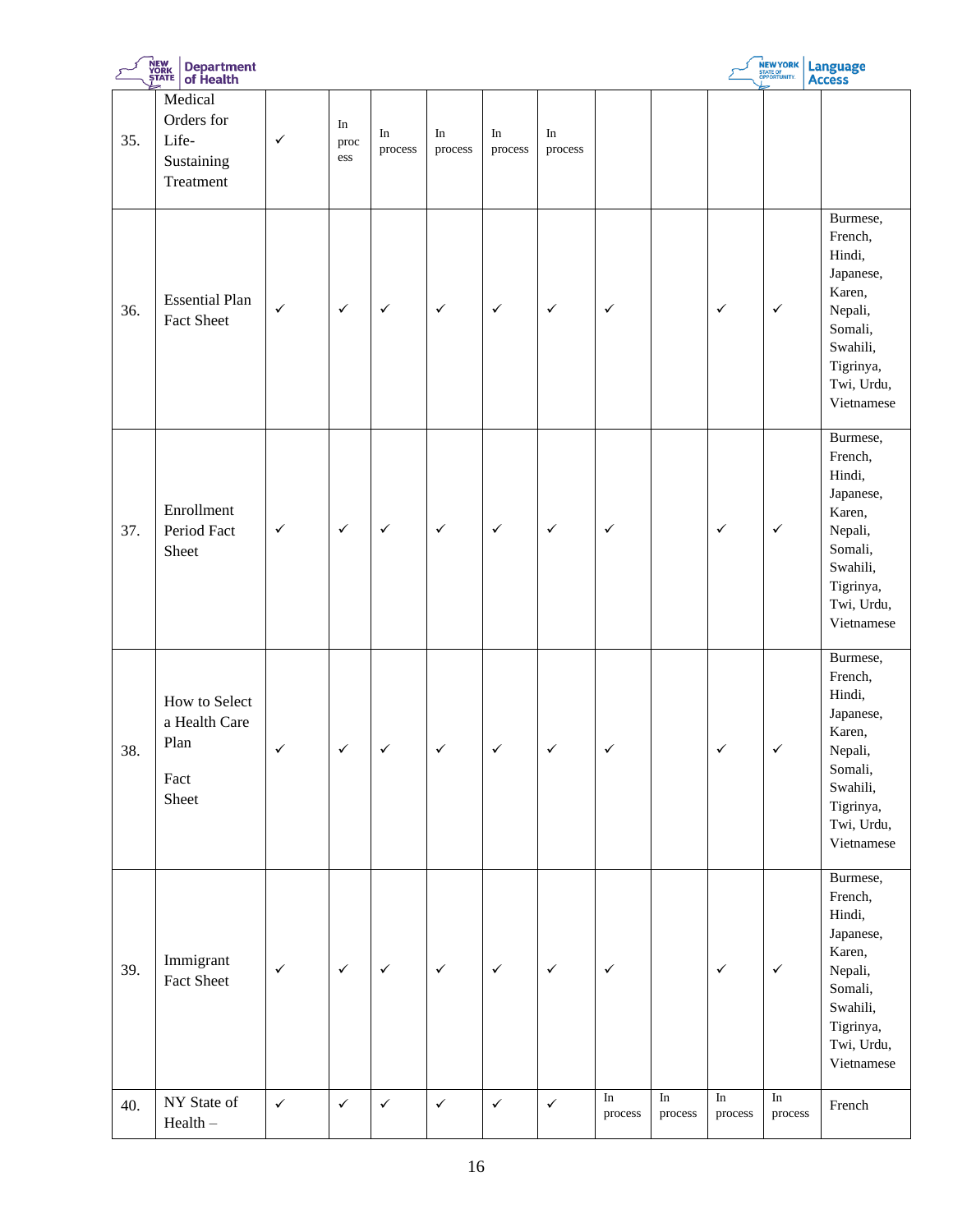| | | | | | | | | | | | | |
|---|---|---|---|---|---|---|---|---|---|---|---|---|
| 35. | Medical Orders for Life-Sustaining Treatment | ✓ | In process | In process | In process | In process | In process | | | | | |
| 36. | Essential Plan Fact Sheet | ✓ | ✓ | ✓ | ✓ | ✓ | ✓ | ✓ | | ✓ | ✓ | Burmese, French, Hindi, Japanese, Karen, Nepali, Somali, Swahili, Tigrinya, Twi, Urdu, Vietnamese |
| 37. | Enrollment Period Fact Sheet | ✓ | ✓ | ✓ | ✓ | ✓ | ✓ | ✓ | | ✓ | ✓ | Burmese, French, Hindi, Japanese, Karen, Nepali, Somali, Swahili, Tigrinya, Twi, Urdu, Vietnamese |
| 38. | How to Select a Health Care Plan Fact Sheet | ✓ | ✓ | ✓ | ✓ | ✓ | ✓ | ✓ | | ✓ | ✓ | Burmese, French, Hindi, Japanese, Karen, Nepali, Somali, Swahili, Tigrinya, Twi, Urdu, Vietnamese |
| 39. | Immigrant Fact Sheet | ✓ | ✓ | ✓ | ✓ | ✓ | ✓ | ✓ | | ✓ | ✓ | Burmese, French, Hindi, Japanese, Karen, Nepali, Somali, Swahili, Tigrinya, Twi, Urdu, Vietnamese |
| 40. | NY State of Health – | ✓ | ✓ | ✓ | ✓ | ✓ | ✓ | In process | In process | In process | In process | French |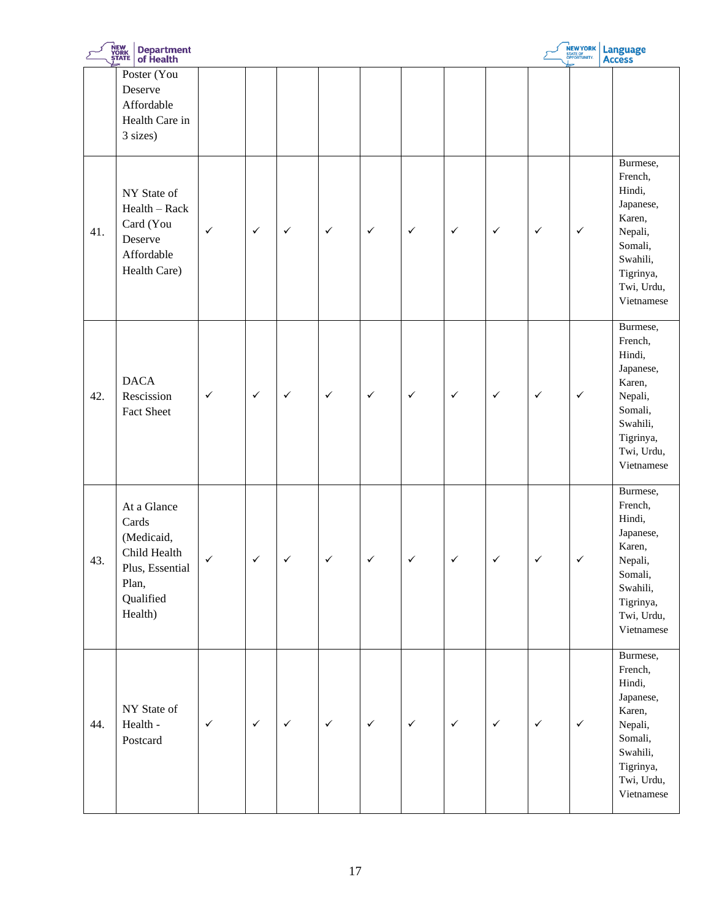| | Poster (You Deserve Affordable Health Care in 3 sizes) | | | | | | | | | | | |
|---|---|---|---|---|---|---|---|---|---|---|---|---|
| 41. | NY State of Health – Rack Card (You Deserve Affordable Health Care) | ✓ | ✓ | ✓ | ✓ | ✓ | ✓ | ✓ | ✓ | ✓ | ✓ | Burmese, French, Hindi, Japanese, Karen, Nepali, Somali, Swahili, Tigrinya, Twi, Urdu, Vietnamese |
| 42. | DACA Rescission Fact Sheet | ✓ | ✓ | ✓ | ✓ | ✓ | ✓ | ✓ | ✓ | ✓ | ✓ | Burmese, French, Hindi, Japanese, Karen, Nepali, Somali, Swahili, Tigrinya, Twi, Urdu, Vietnamese |
| 43. | At a Glance Cards (Medicaid, Child Health Plus, Essential Plan, Qualified Health) | ✓ | ✓ | ✓ | ✓ | ✓ | ✓ | ✓ | ✓ | ✓ | ✓ | Burmese, French, Hindi, Japanese, Karen, Nepali, Somali, Swahili, Tigrinya, Twi, Urdu, Vietnamese |
| 44. | NY State of Health - Postcard | ✓ | ✓ | ✓ | ✓ | ✓ | ✓ | ✓ | ✓ | ✓ | ✓ | Burmese, French, Hindi, Japanese, Karen, Nepali, Somali, Swahili, Tigrinya, Twi, Urdu, Vietnamese |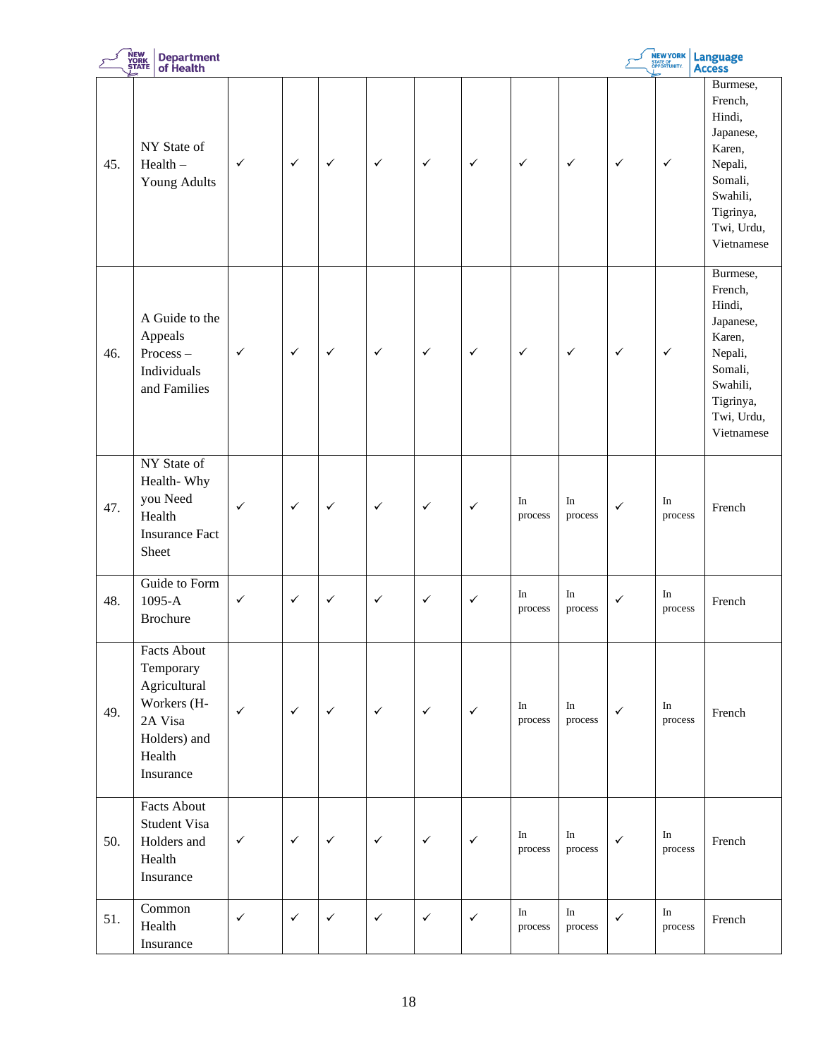| | | | | | | | | | | | | |
|---|---|---|---|---|---|---|---|---|---|---|---|---|
| 45. | NY State of Health – Young Adults | ✓ | ✓ | ✓ | ✓ | ✓ | ✓ | ✓ | ✓ | ✓ | ✓ | Burmese, French, Hindi, Japanese, Karen, Nepali, Somali, Swahili, Tigrinya, Twi, Urdu, Vietnamese |
| 46. | A Guide to the Appeals Process – Individuals and Families | ✓ | ✓ | ✓ | ✓ | ✓ | ✓ | ✓ | ✓ | ✓ | ✓ | Burmese, French, Hindi, Japanese, Karen, Nepali, Somali, Swahili, Tigrinya, Twi, Urdu, Vietnamese |
| 47. | NY State of Health- Why you Need Health Insurance Fact Sheet | ✓ | ✓ | ✓ | ✓ | ✓ | ✓ | In process | In process | ✓ | In process | French |
| 48. | Guide to Form 1095-A Brochure | ✓ | ✓ | ✓ | ✓ | ✓ | ✓ | In process | In process | ✓ | In process | French |
| 49. | Facts About Temporary Agricultural Workers (H-2A Visa Holders) and Health Insurance | ✓ | ✓ | ✓ | ✓ | ✓ | ✓ | In process | In process | ✓ | In process | French |
| 50. | Facts About Student Visa Holders and Health Insurance | ✓ | ✓ | ✓ | ✓ | ✓ | ✓ | In process | In process | ✓ | In process | French |
| 51. | Common Health Insurance | ✓ | ✓ | ✓ | ✓ | ✓ | ✓ | In process | In process | ✓ | In process | French |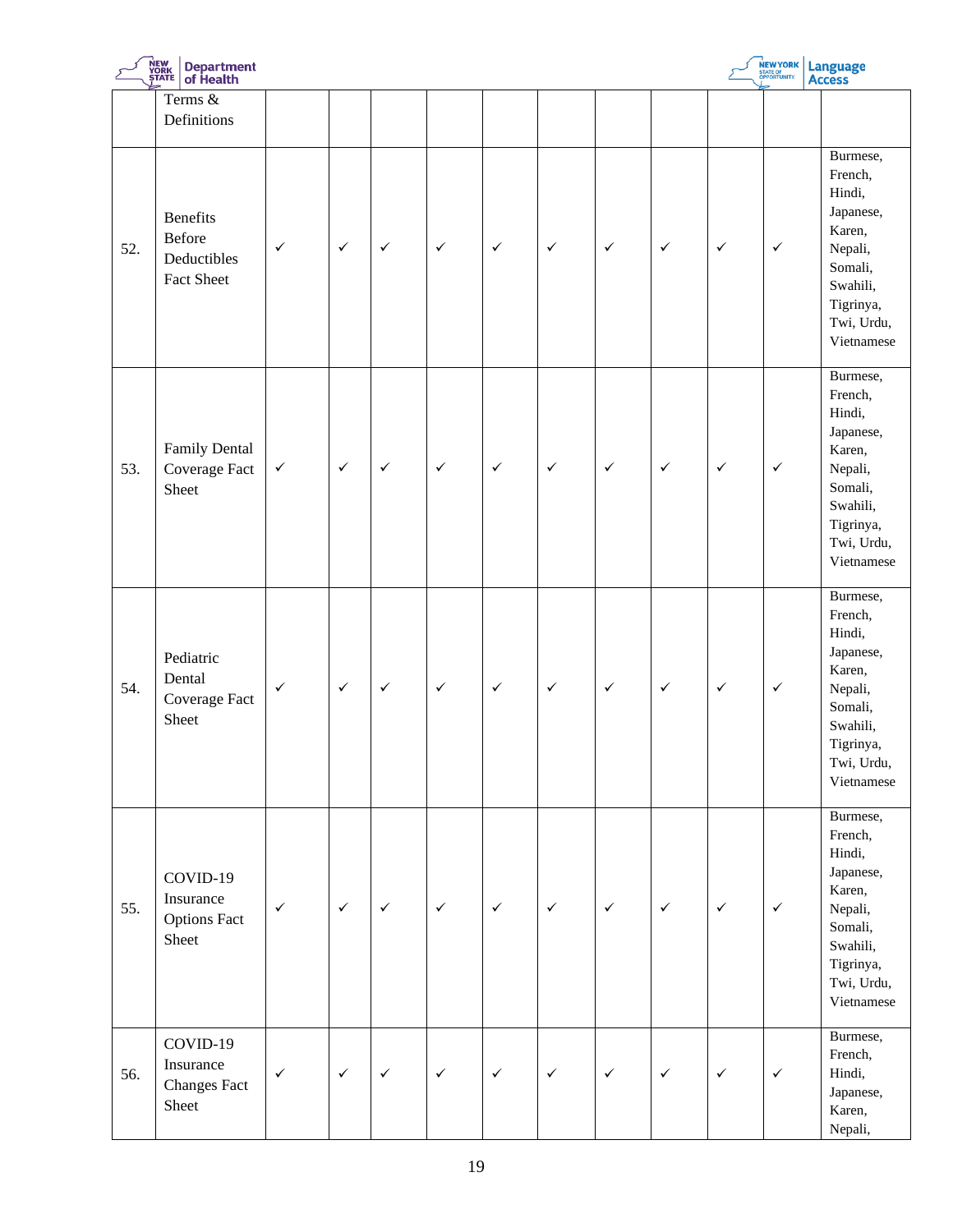|  | Terms & Definitions |  |  |  |  |  |  |  |  |  |  |  |
|---|---|---|---|---|---|---|---|---|---|---|---|---|
| 52. | Benefits Before Deductibles Fact Sheet | ✓ | ✓ | ✓ | ✓ | ✓ | ✓ | ✓ | ✓ | ✓ | ✓ | Burmese, French, Hindi, Japanese, Karen, Nepali, Somali, Swahili, Tigrinya, Twi, Urdu, Vietnamese |
| 53. | Family Dental Coverage Fact Sheet | ✓ | ✓ | ✓ | ✓ | ✓ | ✓ | ✓ | ✓ | ✓ | ✓ | Burmese, French, Hindi, Japanese, Karen, Nepali, Somali, Swahili, Tigrinya, Twi, Urdu, Vietnamese |
| 54. | Pediatric Dental Coverage Fact Sheet | ✓ | ✓ | ✓ | ✓ | ✓ | ✓ | ✓ | ✓ | ✓ | ✓ | Burmese, French, Hindi, Japanese, Karen, Nepali, Somali, Swahili, Tigrinya, Twi, Urdu, Vietnamese |
| 55. | COVID-19 Insurance Options Fact Sheet | ✓ | ✓ | ✓ | ✓ | ✓ | ✓ | ✓ | ✓ | ✓ | ✓ | Burmese, French, Hindi, Japanese, Karen, Nepali, Somali, Swahili, Tigrinya, Twi, Urdu, Vietnamese |
| 56. | COVID-19 Insurance Changes Fact Sheet | ✓ | ✓ | ✓ | ✓ | ✓ | ✓ | ✓ | ✓ | ✓ | ✓ | Burmese, French, Hindi, Japanese, Karen, Nepali, |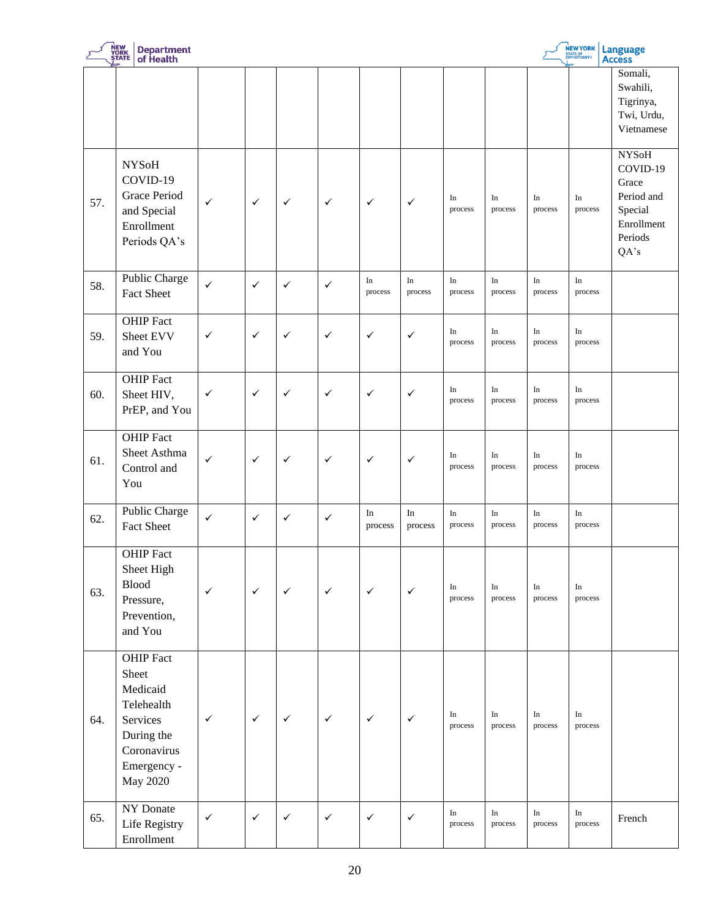| | | | | | | | | | | | | |
|---|---|---|---|---|---|---|---|---|---|---|---|---|
| | | | | | | | | | | | | Somali, Swahili, Tigrinya, Twi, Urdu, Vietnamese |
| 57. | NYSoH COVID-19 Grace Period and Special Enrollment Periods QA's | ✓ | ✓ | ✓ | ✓ | ✓ | ✓ | In process | In process | In process | In process | NYSoH COVID-19 Grace Period and Special Enrollment Periods QA's |
| 58. | Public Charge Fact Sheet | ✓ | ✓ | ✓ | ✓ | In process | In process | In process | In process | In process | In process | |
| 59. | OHIP Fact Sheet EVV and You | ✓ | ✓ | ✓ | ✓ | ✓ | ✓ | In process | In process | In process | In process | |
| 60. | OHIP Fact Sheet HIV, PrEP, and You | ✓ | ✓ | ✓ | ✓ | ✓ | ✓ | In process | In process | In process | In process | |
| 61. | OHIP Fact Sheet Asthma Control and You | ✓ | ✓ | ✓ | ✓ | ✓ | ✓ | In process | In process | In process | In process | |
| 62. | Public Charge Fact Sheet | ✓ | ✓ | ✓ | ✓ | In process | In process | In process | In process | In process | In process | |
| 63. | OHIP Fact Sheet High Blood Pressure, Prevention, and You | ✓ | ✓ | ✓ | ✓ | ✓ | ✓ | In process | In process | In process | In process | |
| 64. | OHIP Fact Sheet Medicaid Telehealth Services During the Coronavirus Emergency - May 2020 | ✓ | ✓ | ✓ | ✓ | ✓ | ✓ | In process | In process | In process | In process | |
| 65. | NY Donate Life Registry Enrollment | ✓ | ✓ | ✓ | ✓ | ✓ | ✓ | In process | In process | In process | In process | French |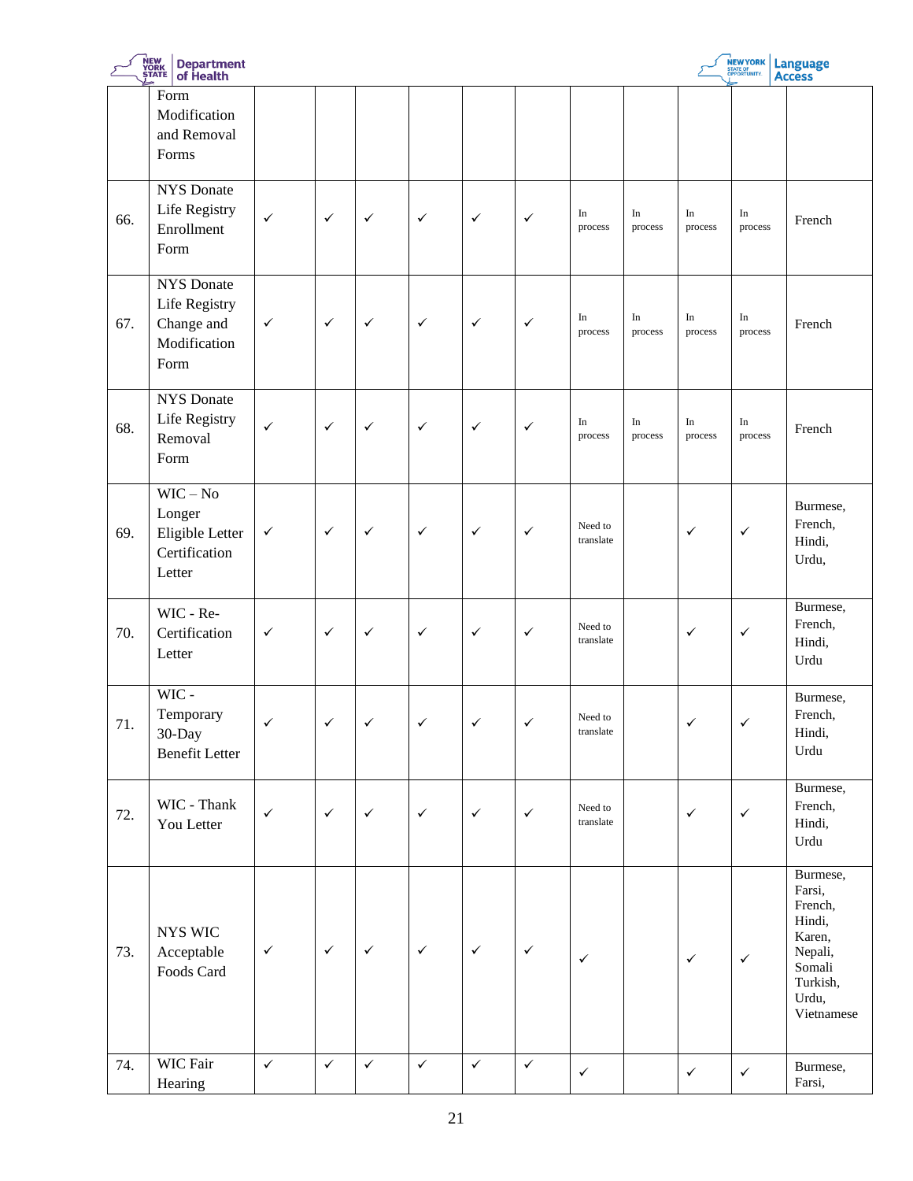| | | | | | | | | | | | | |
|---|---|---|---|---|---|---|---|---|---|---|---|---|
| | Form Modification and Removal Forms | | | | | | | | | | | |
| 66. | NYS Donate Life Registry Enrollment Form | ✓ | ✓ | ✓ | ✓ | ✓ | ✓ | In process | In process | In process | In process | French |
| 67. | NYS Donate Life Registry Change and Modification Form | ✓ | ✓ | ✓ | ✓ | ✓ | ✓ | In process | In process | In process | In process | French |
| 68. | NYS Donate Life Registry Removal Form | ✓ | ✓ | ✓ | ✓ | ✓ | ✓ | In process | In process | In process | In process | French |
| 69. | WIC – No Longer Eligible Letter Certification Letter | ✓ | ✓ | ✓ | ✓ | ✓ | ✓ | Need to translate | | ✓ | ✓ | Burmese, French, Hindi, Urdu, |
| 70. | WIC - Re-Certification Letter | ✓ | ✓ | ✓ | ✓ | ✓ | ✓ | Need to translate | | ✓ | ✓ | Burmese, French, Hindi, Urdu |
| 71. | WIC - Temporary 30-Day Benefit Letter | ✓ | ✓ | ✓ | ✓ | ✓ | ✓ | Need to translate | | ✓ | ✓ | Burmese, French, Hindi, Urdu |
| 72. | WIC - Thank You Letter | ✓ | ✓ | ✓ | ✓ | ✓ | ✓ | Need to translate | | ✓ | ✓ | Burmese, French, Hindi, Urdu |
| 73. | NYS WIC Acceptable Foods Card | ✓ | ✓ | ✓ | ✓ | ✓ | ✓ | ✓ | | ✓ | ✓ | Burmese, Farsi, French, Hindi, Karen, Nepali, Somali Turkish, Urdu, Vietnamese |
| 74. | WIC Fair Hearing | ✓ | ✓ | ✓ | ✓ | ✓ | ✓ | ✓ | | ✓ | ✓ | Burmese, Farsi, |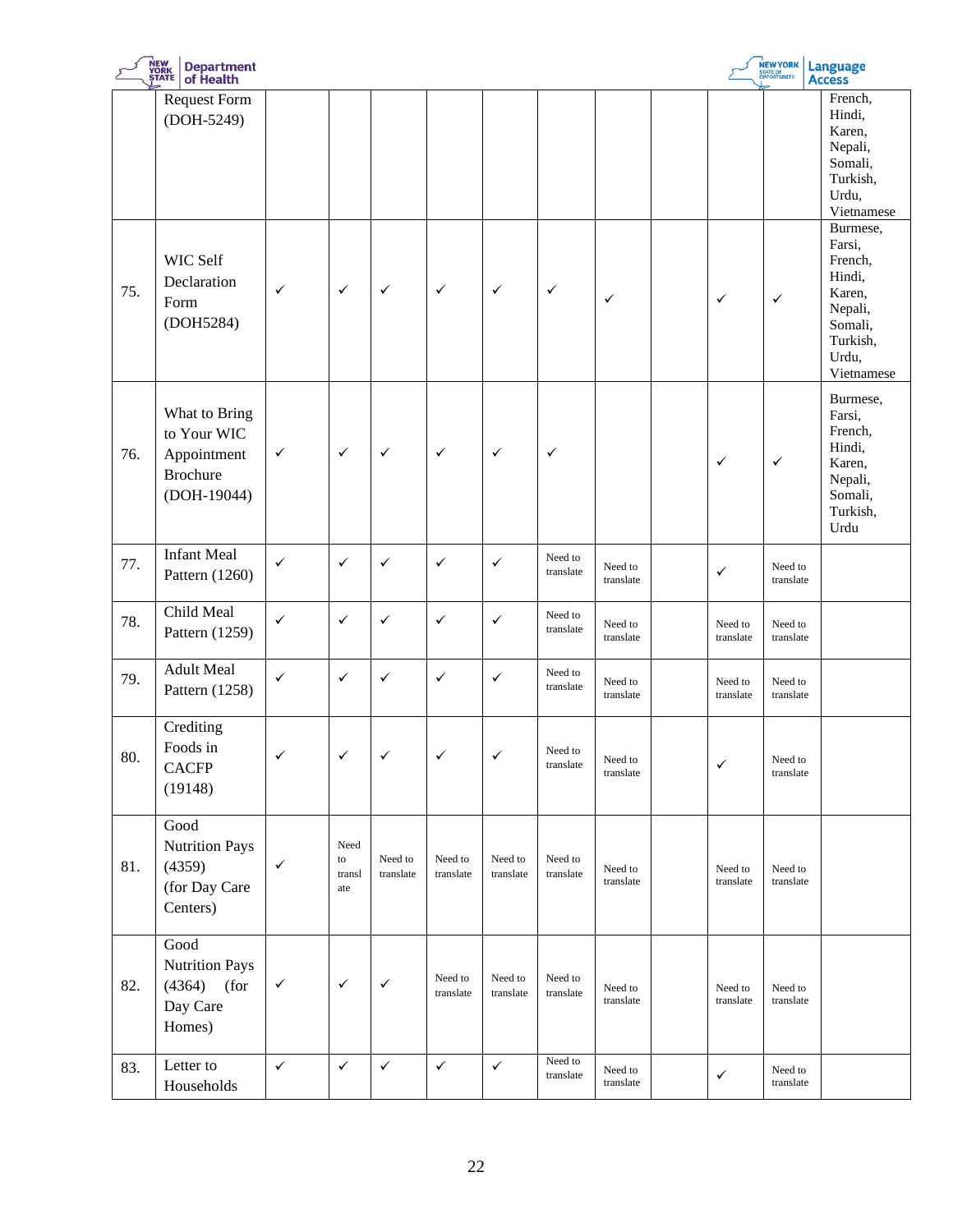| | | | | | | | | | | | | |
|---|---|---|---|---|---|---|---|---|---|---|---|---|
| | Request Form (DOH-5249) | | | | | | | | | | | French, Hindi, Karen, Nepali, Somali, Turkish, Urdu, Vietnamese |
| 75. | WIC Self Declaration Form (DOH5284) | ✓ | ✓ | ✓ | ✓ | ✓ | ✓ | ✓ | | ✓ | ✓ | Burmese, Farsi, French, Hindi, Karen, Nepali, Somali, Turkish, Urdu, Vietnamese |
| 76. | What to Bring to Your WIC Appointment Brochure (DOH-19044) | ✓ | ✓ | ✓ | ✓ | ✓ | ✓ | | | ✓ | ✓ | Burmese, Farsi, French, Hindi, Karen, Nepali, Somali, Turkish, Urdu |
| 77. | Infant Meal Pattern (1260) | ✓ | ✓ | ✓ | ✓ | ✓ | Need to translate | Need to translate | | ✓ | Need to translate | |
| 78. | Child Meal Pattern (1259) | ✓ | ✓ | ✓ | ✓ | ✓ | Need to translate | Need to translate | | Need to translate | Need to translate | |
| 79. | Adult Meal Pattern (1258) | ✓ | ✓ | ✓ | ✓ | ✓ | Need to translate | Need to translate | | Need to translate | Need to translate | |
| 80. | Crediting Foods in CACFP (19148) | ✓ | ✓ | ✓ | ✓ | ✓ | Need to translate | Need to translate | | ✓ | Need to translate | |
| 81. | Good Nutrition Pays (4359) (for Day Care Centers) | ✓ | Need to translate | Need to translate | Need to translate | Need to translate | Need to translate | Need to translate | | Need to translate | Need to translate | |
| 82. | Good Nutrition Pays (4364) (for Day Care Homes) | ✓ | ✓ | ✓ | Need to translate | Need to translate | Need to translate | Need to translate | | Need to translate | Need to translate | |
| 83. | Letter to Households | ✓ | ✓ | ✓ | ✓ | ✓ | Need to translate | Need to translate | | ✓ | Need to translate | |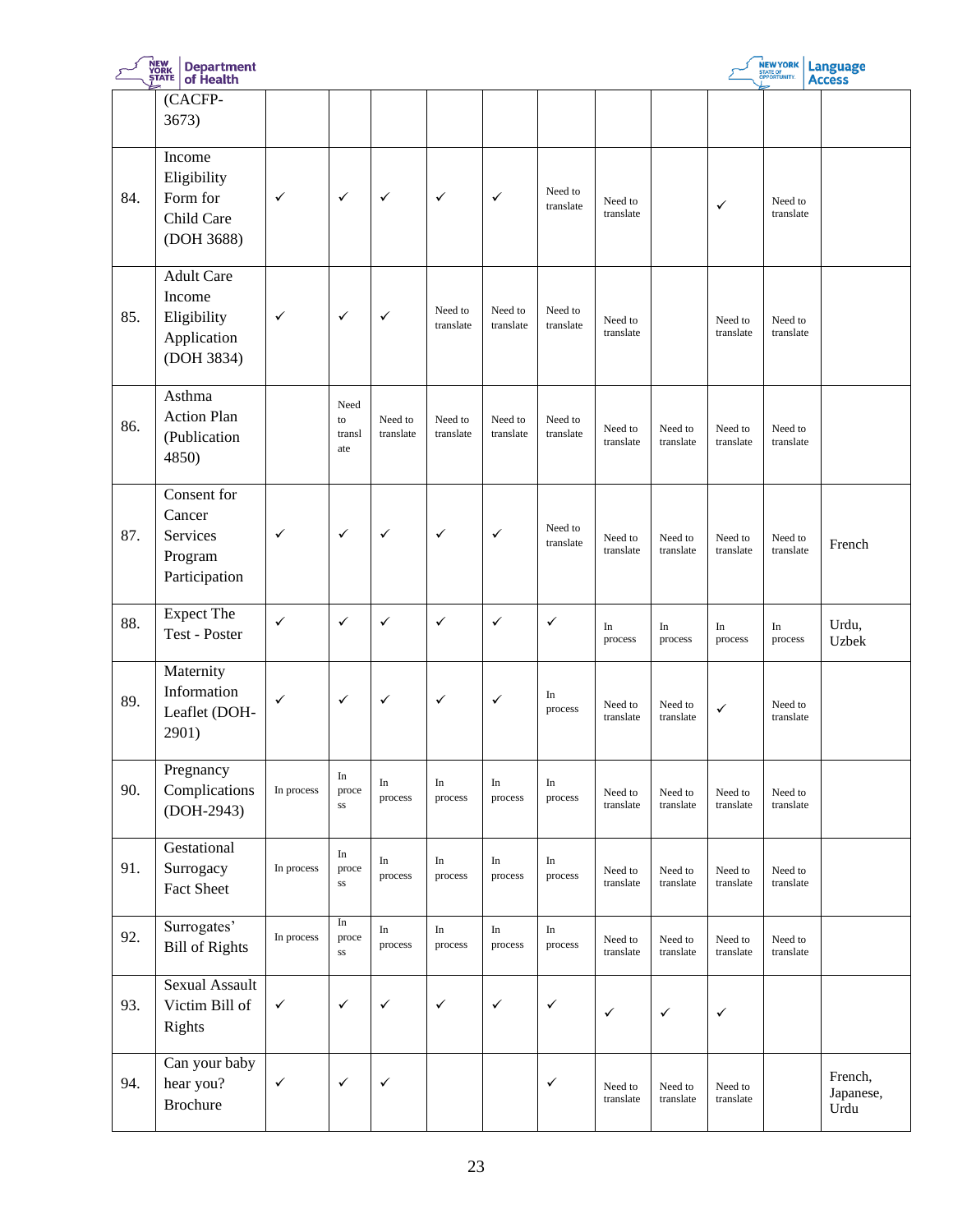| | | | | | | | | | | | | |
|---|---|---|---|---|---|---|---|---|---|---|---|---|
| | (CACFP-3673) | | | | | | | | | | | |
| 84. | Income Eligibility Form for Child Care (DOH 3688) | ✓ | ✓ | ✓ | ✓ | ✓ | Need to translate | Need to translate | | ✓ | Need to translate | |
| 85. | Adult Care Income Eligibility Application (DOH 3834) | ✓ | ✓ | ✓ | Need to translate | Need to translate | Need to translate | Need to translate | | Need to translate | Need to translate | |
| 86. | Asthma Action Plan (Publication 4850) | | Need to translate | Need to translate | Need to translate | Need to translate | Need to translate | Need to translate | Need to translate | Need to translate | Need to translate | |
| 87. | Consent for Cancer Services Program Participation | ✓ | ✓ | ✓ | ✓ | ✓ | Need to translate | Need to translate | Need to translate | Need to translate | Need to translate | French |
| 88. | Expect The Test - Poster | ✓ | ✓ | ✓ | ✓ | ✓ | ✓ | In process | In process | In process | In process | Urdu, Uzbek |
| 89. | Maternity Information Leaflet (DOH-2901) | ✓ | ✓ | ✓ | ✓ | ✓ | In process | Need to translate | Need to translate | ✓ | Need to translate | |
| 90. | Pregnancy Complications (DOH-2943) | In process | In process | In process | In process | In process | In process | Need to translate | Need to translate | Need to translate | Need to translate | |
| 91. | Gestational Surrogacy Fact Sheet | In process | In process | In process | In process | In process | In process | Need to translate | Need to translate | Need to translate | Need to translate | |
| 92. | Surrogates' Bill of Rights | In process | In process | In process | In process | In process | In process | Need to translate | Need to translate | Need to translate | Need to translate | |
| 93. | Sexual Assault Victim Bill of Rights | ✓ | ✓ | ✓ | ✓ | ✓ | ✓ | ✓ | ✓ | ✓ | | |
| 94. | Can your baby hear you? Brochure | ✓ | ✓ | ✓ | | | ✓ | Need to translate | Need to translate | Need to translate | | French, Japanese, Urdu |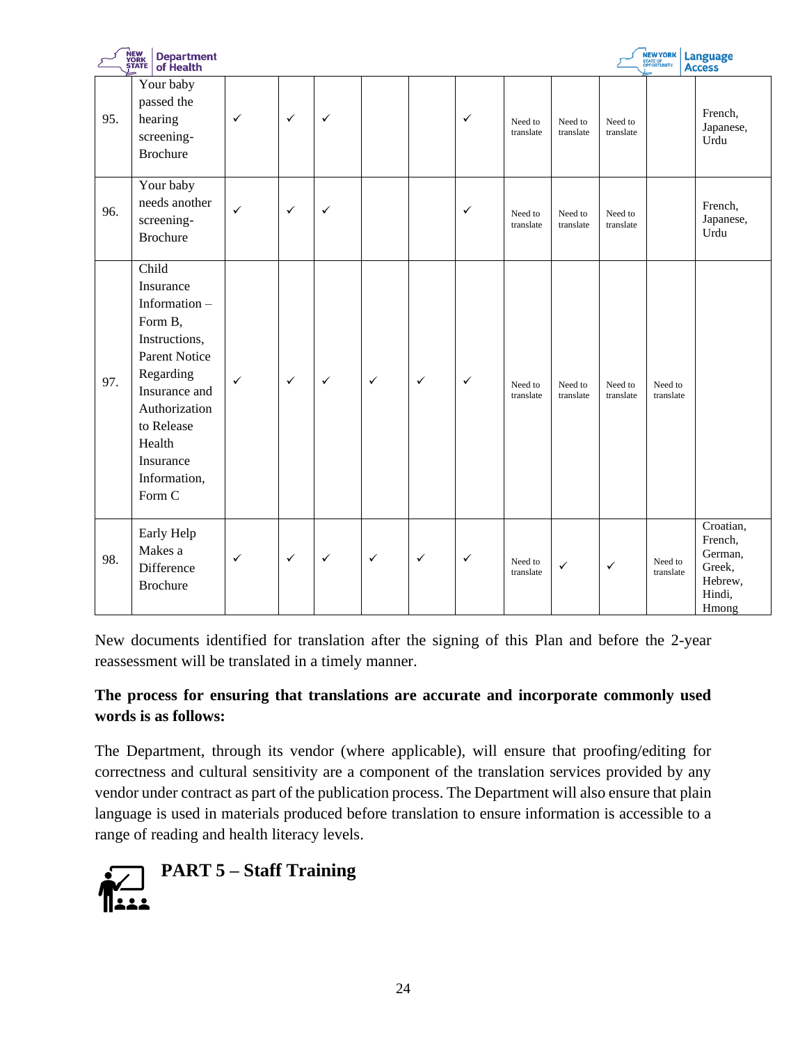| | | | | | | | | | | | | |
|---|---|---|---|---|---|---|---|---|---|---|---|---|
| 95. | Your baby passed the hearing screening-Brochure | ✓ | ✓ | ✓ | | | ✓ | Need to translate | Need to translate | Need to translate | | French, Japanese, Urdu |
| 96. | Your baby needs another screening-Brochure | ✓ | ✓ | ✓ | | | ✓ | Need to translate | Need to translate | Need to translate | | French, Japanese, Urdu |
| 97. | Child Insurance Information – Form B, Instructions, Parent Notice Regarding Insurance and Authorization to Release Health Insurance Information, Form C | ✓ | ✓ | ✓ | ✓ | ✓ | ✓ | Need to translate | Need to translate | Need to translate | Need to translate | |
| 98. | Early Help Makes a Difference Brochure | ✓ | ✓ | ✓ | ✓ | ✓ | ✓ | Need to translate | ✓ | ✓ | Need to translate | Croatian, French, German, Greek, Hebrew, Hindi, Hmong |

New documents identified for translation after the signing of this Plan and before the 2-year reassessment will be translated in a timely manner.

**The process for ensuring that translations are accurate and incorporate commonly used words is as follows:**

The Department, through its vendor (where applicable), will ensure that proofing/editing for correctness and cultural sensitivity are a component of the translation services provided by any vendor under contract as part of the publication process. The Department will also ensure that plain language is used in materials produced before translation to ensure information is accessible to a range of reading and health literacy levels.

## PART 5 – Staff Training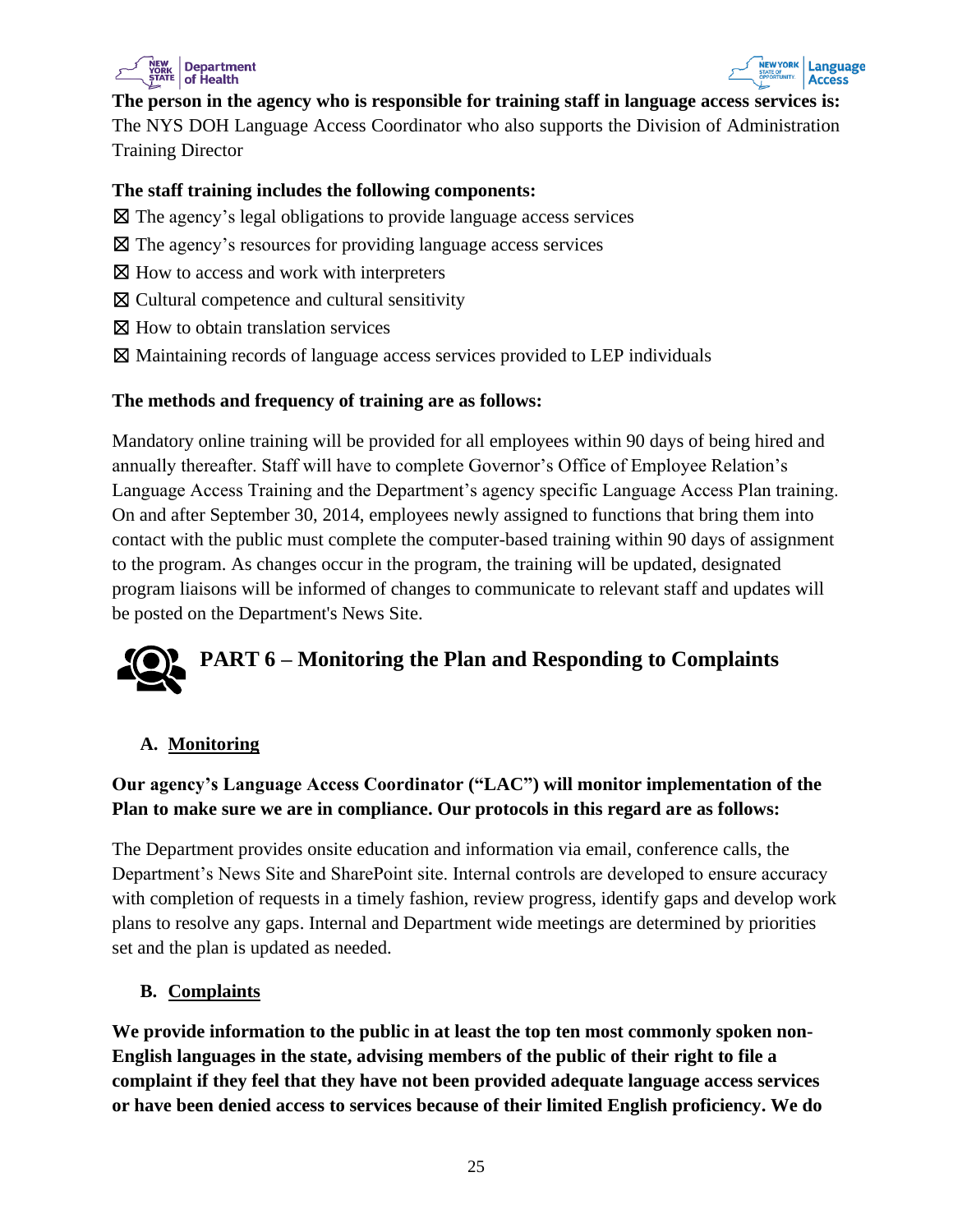**The person in the agency who is responsible for training staff in language access services is:**
The NYS DOH Language Access Coordinator who also supports the Division of Administration Training Director

**The staff training includes the following components:**

☒ The agency's legal obligations to provide language access services
☒ The agency's resources for providing language access services
☒ How to access and work with interpreters
☒ Cultural competence and cultural sensitivity
☒ How to obtain translation services
☒ Maintaining records of language access services provided to LEP individuals

**The methods and frequency of training are as follows:**

Mandatory online training will be provided for all employees within 90 days of being hired and annually thereafter. Staff will have to complete Governor's Office of Employee Relation's Language Access Training and the Department's agency specific Language Access Plan training. On and after September 30, 2014, employees newly assigned to functions that bring them into contact with the public must complete the computer-based training within 90 days of assignment to the program. As changes occur in the program, the training will be updated, designated program liaisons will be informed of changes to communicate to relevant staff and updates will be posted on the Department's News Site.

## PART 6 – Monitoring the Plan and Responding to Complaints

### A. Monitoring

**Our agency's Language Access Coordinator ("LAC") will monitor implementation of the Plan to make sure we are in compliance. Our protocols in this regard are as follows:**

The Department provides onsite education and information via email, conference calls, the Department's News Site and SharePoint site. Internal controls are developed to ensure accuracy with completion of requests in a timely fashion, review progress, identify gaps and develop work plans to resolve any gaps. Internal and Department wide meetings are determined by priorities set and the plan is updated as needed.

### B. Complaints

**We provide information to the public in at least the top ten most commonly spoken non-English languages in the state, advising members of the public of their right to file a complaint if they feel that they have not been provided adequate language access services or have been denied access to services because of their limited English proficiency. We do**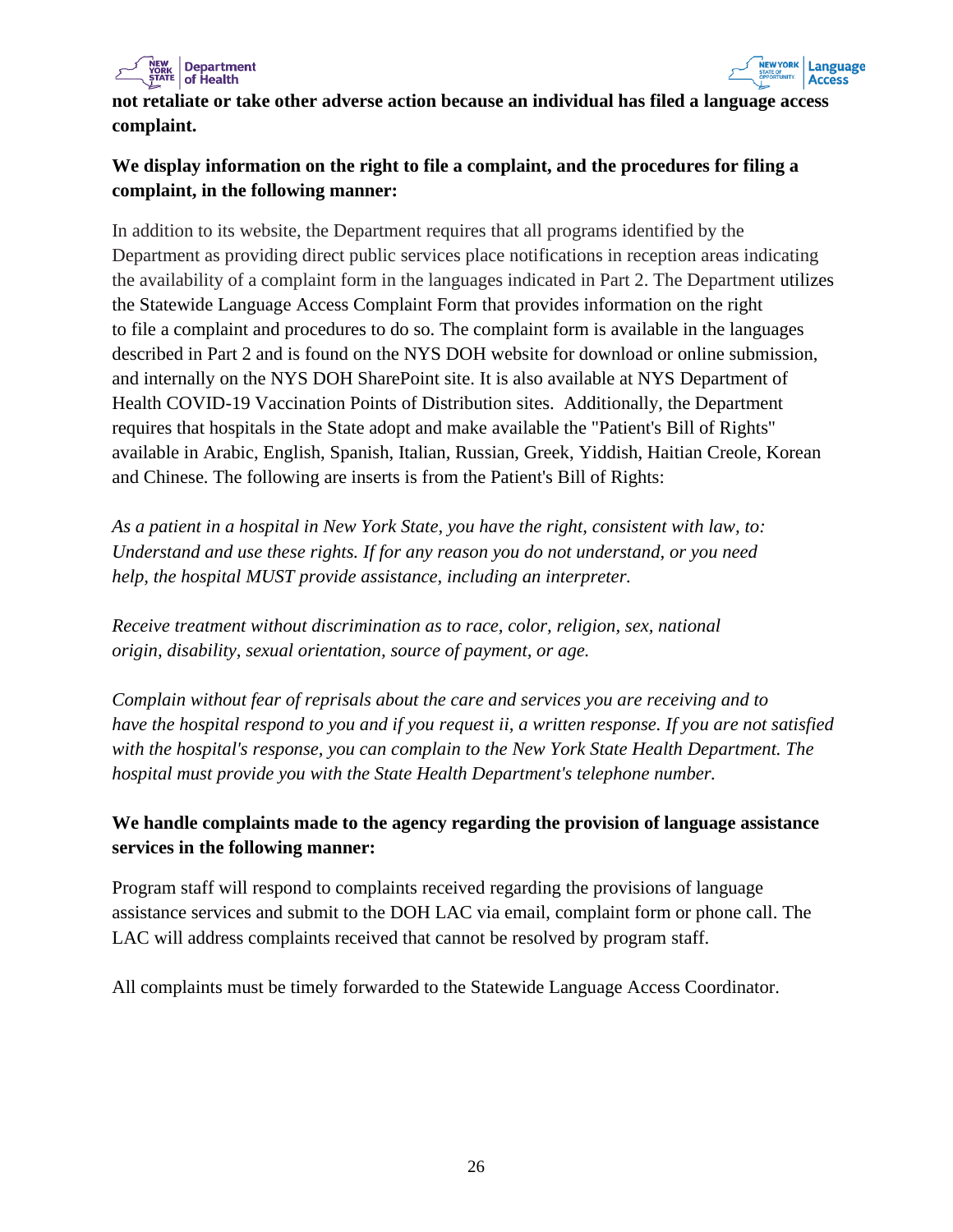**not retaliate or take other adverse action because an individual has filed a language access complaint.**

**We display information on the right to file a complaint, and the procedures for filing a complaint, in the following manner:**

In addition to its website, the Department requires that all programs identified by the Department as providing direct public services place notifications in reception areas indicating the availability of a complaint form in the languages indicated in Part 2. The Department utilizes the Statewide Language Access Complaint Form that provides information on the right to file a complaint and procedures to do so. The complaint form is available in the languages described in Part 2 and is found on the NYS DOH website for download or online submission, and internally on the NYS DOH SharePoint site. It is also available at NYS Department of Health COVID-19 Vaccination Points of Distribution sites. Additionally, the Department requires that hospitals in the State adopt and make available the "Patient's Bill of Rights" available in Arabic, English, Spanish, Italian, Russian, Greek, Yiddish, Haitian Creole, Korean and Chinese. The following are inserts is from the Patient's Bill of Rights:

*As a patient in a hospital in New York State, you have the right, consistent with law, to: Understand and use these rights. If for any reason you do not understand, or you need help, the hospital MUST provide assistance, including an interpreter.*

*Receive treatment without discrimination as to race, color, religion, sex, national origin, disability, sexual orientation, source of payment, or age.*

*Complain without fear of reprisals about the care and services you are receiving and to have the hospital respond to you and if you request ii, a written response. If you are not satisfied with the hospital's response, you can complain to the New York State Health Department. The hospital must provide you with the State Health Department's telephone number.*

**We handle complaints made to the agency regarding the provision of language assistance services in the following manner:**

Program staff will respond to complaints received regarding the provisions of language assistance services and submit to the DOH LAC via email, complaint form or phone call. The LAC will address complaints received that cannot be resolved by program staff.

All complaints must be timely forwarded to the Statewide Language Access Coordinator.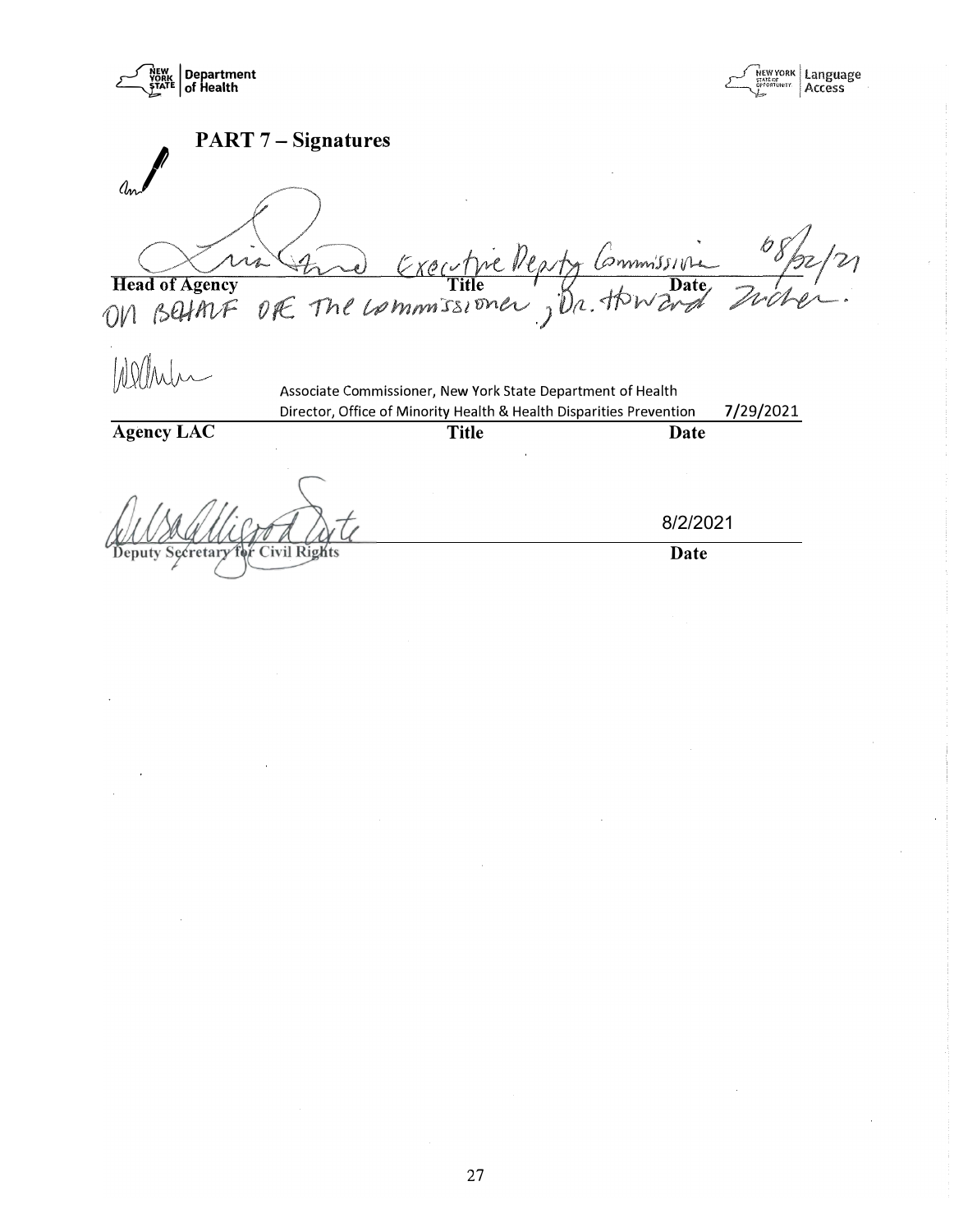## PART 7 – Signatures

Executive Deputy Commissioner 08/02/21

**Head of Agency** **Title** **Date**

On behalf of the commissioner, Dr. Howard Zucker.

Associate Commissioner, New York State Department of Health
Director, Office of Minority Health & Health Disparities Prevention 7/29/2021

**Agency LAC** **Title** **Date**

8/2/2021

Deputy Secretary for Civil Rights **Date**